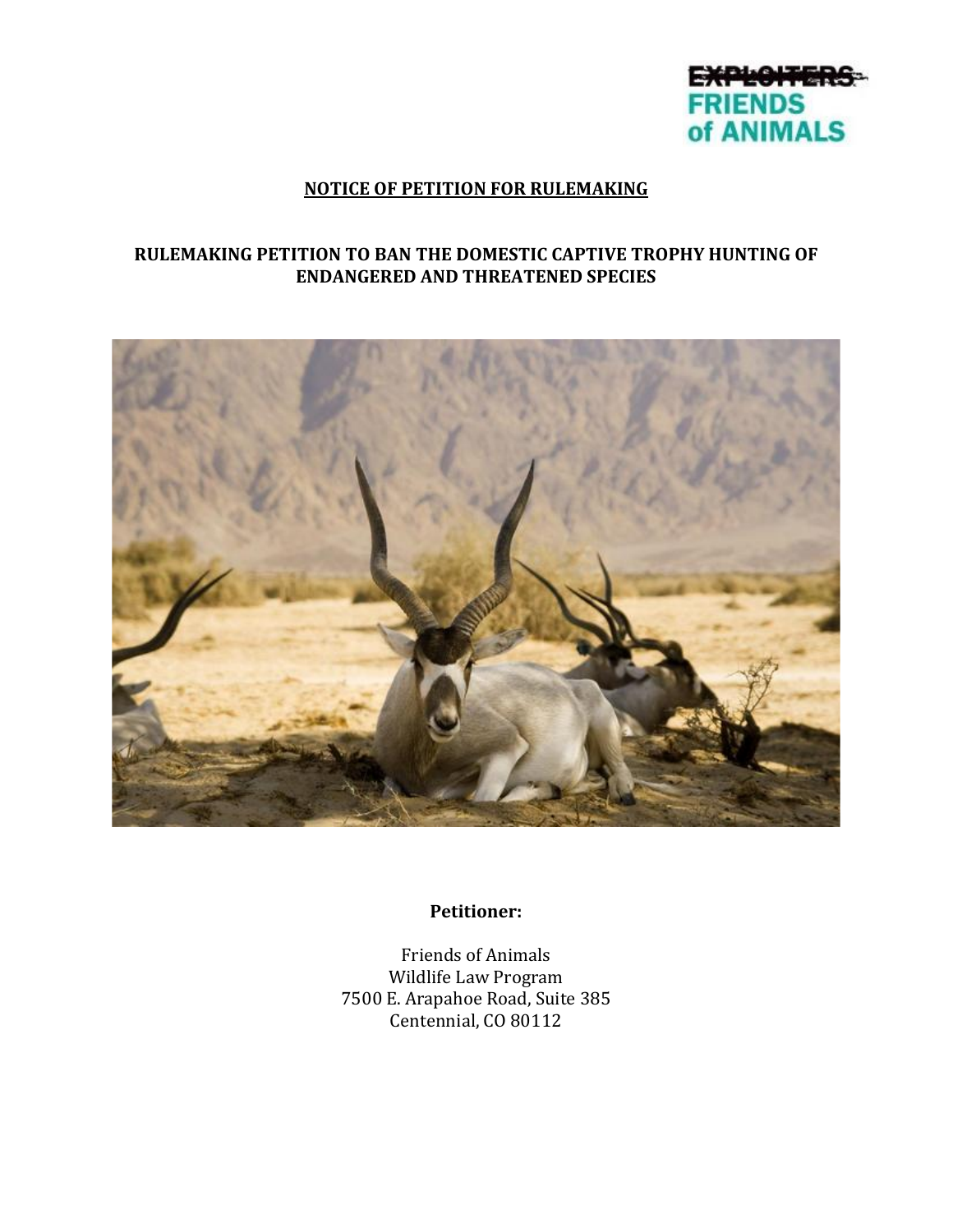~~EXPLOITERS~~
FRIENDS of ANIMALS

**NOTICE OF PETITION FOR RULEMAKING**

**RULEMAKING PETITION TO BAN THE DOMESTIC CAPTIVE TROPHY HUNTING OF ENDANGERED AND THREATENED SPECIES**

**Petitioner:**

Friends of Animals
Wildlife Law Program
7500 E. Arapahoe Road, Suite 385
Centennial, CO 80112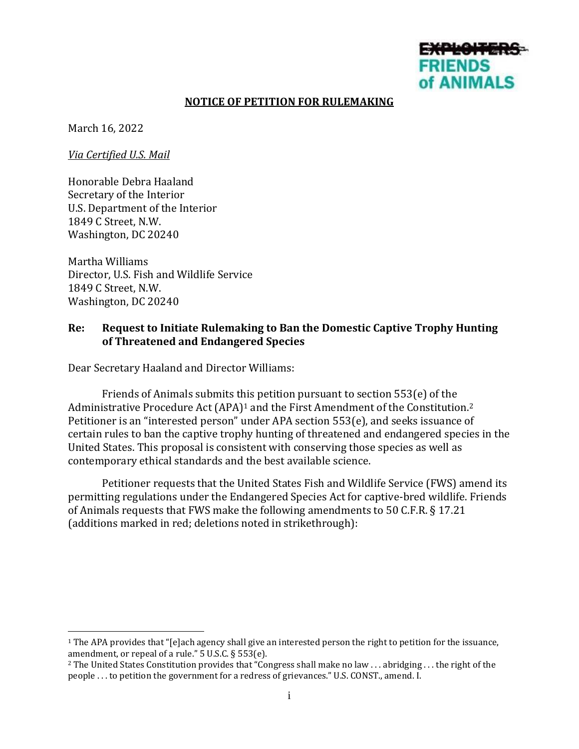EXPLOITERS FRIENDS of ANIMALS

**NOTICE OF PETITION FOR RULEMAKING**

March 16, 2022

*Via Certified U.S. Mail*

Honorable Debra Haaland
Secretary of the Interior
U.S. Department of the Interior
1849 C Street, N.W.
Washington, DC 20240

Martha Williams
Director, U.S. Fish and Wildlife Service
1849 C Street, N.W.
Washington, DC 20240

**Re: Request to Initiate Rulemaking to Ban the Domestic Captive Trophy Hunting of Threatened and Endangered Species**

Dear Secretary Haaland and Director Williams:

Friends of Animals submits this petition pursuant to section 553(e) of the Administrative Procedure Act (APA)[1] and the First Amendment of the Constitution.[2] Petitioner is an "interested person" under APA section 553(e), and seeks issuance of certain rules to ban the captive trophy hunting of threatened and endangered species in the United States. This proposal is consistent with conserving those species as well as contemporary ethical standards and the best available science.

Petitioner requests that the United States Fish and Wildlife Service (FWS) amend its permitting regulations under the Endangered Species Act for captive-bred wildlife. Friends of Animals requests that FWS make the following amendments to 50 C.F.R. § 17.21 (additions marked in red; deletions noted in strikethrough):

---

[1] The APA provides that "[e]ach agency shall give an interested person the right to petition for the issuance, amendment, or repeal of a rule." 5 U.S.C. § 553(e).

[2] The United States Constitution provides that "Congress shall make no law . . . abridging . . . the right of the people . . . to petition the government for a redress of grievances." U.S. CONST., amend. I.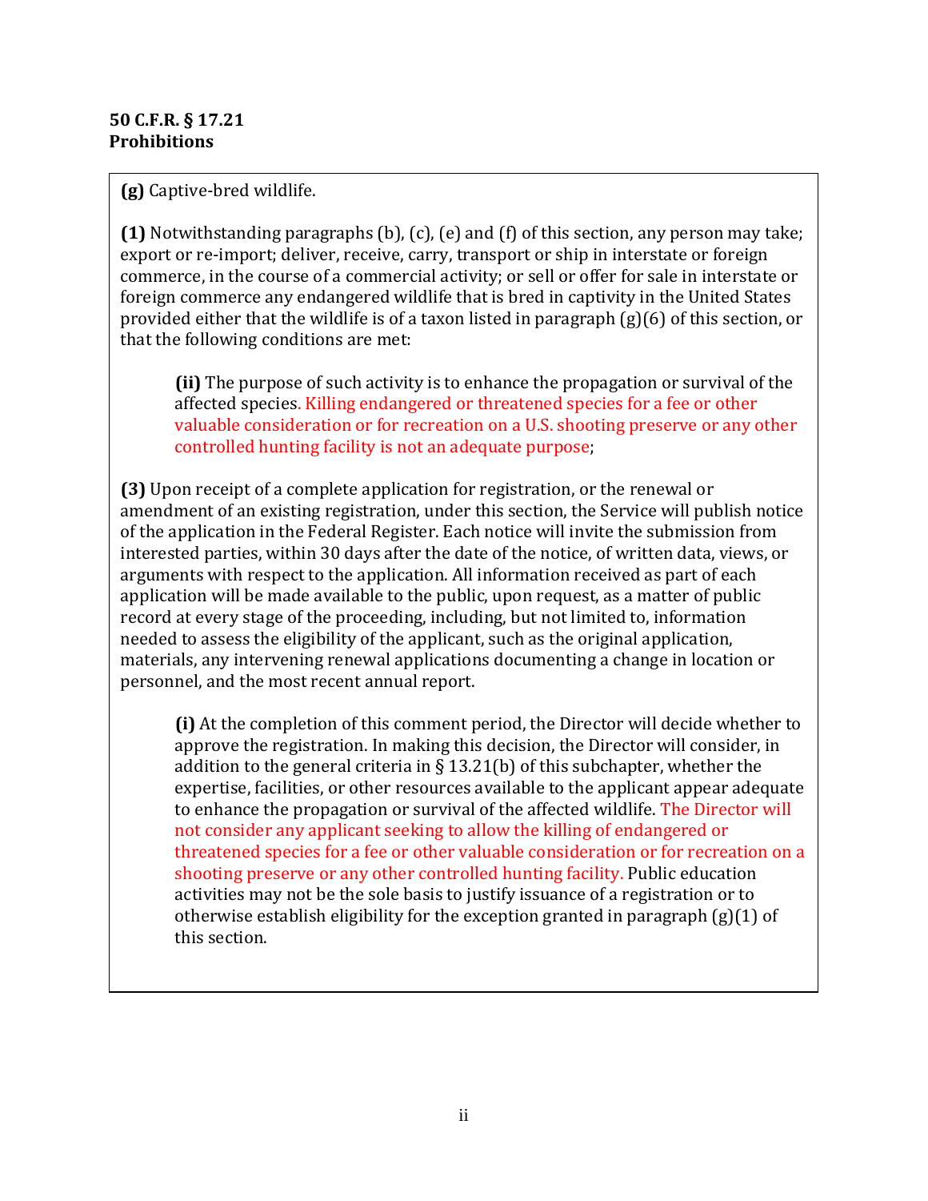**50 C.F.R. § 17.21**
**Prohibitions**

**(g)** Captive-bred wildlife.

**(1)** Notwithstanding paragraphs (b), (c), (e) and (f) of this section, any person may take; export or re-import; deliver, receive, carry, transport or ship in interstate or foreign commerce, in the course of a commercial activity; or sell or offer for sale in interstate or foreign commerce any endangered wildlife that is bred in captivity in the United States provided either that the wildlife is of a taxon listed in paragraph (g)(6) of this section, or that the following conditions are met:

> **(ii)** The purpose of such activity is to enhance the propagation or survival of the affected species. Killing endangered or threatened species for a fee or other valuable consideration or for recreation on a U.S. shooting preserve or any other controlled hunting facility is not an adequate purpose;

**(3)** Upon receipt of a complete application for registration, or the renewal or amendment of an existing registration, under this section, the Service will publish notice of the application in the Federal Register. Each notice will invite the submission from interested parties, within 30 days after the date of the notice, of written data, views, or arguments with respect to the application. All information received as part of each application will be made available to the public, upon request, as a matter of public record at every stage of the proceeding, including, but not limited to, information needed to assess the eligibility of the applicant, such as the original application, materials, any intervening renewal applications documenting a change in location or personnel, and the most recent annual report.

> **(i)** At the completion of this comment period, the Director will decide whether to approve the registration. In making this decision, the Director will consider, in addition to the general criteria in § 13.21(b) of this subchapter, whether the expertise, facilities, or other resources available to the applicant appear adequate to enhance the propagation or survival of the affected wildlife. The Director will not consider any applicant seeking to allow the killing of endangered or threatened species for a fee or other valuable consideration or for recreation on a shooting preserve or any other controlled hunting facility. Public education activities may not be the sole basis to justify issuance of a registration or to otherwise establish eligibility for the exception granted in paragraph (g)(1) of this section.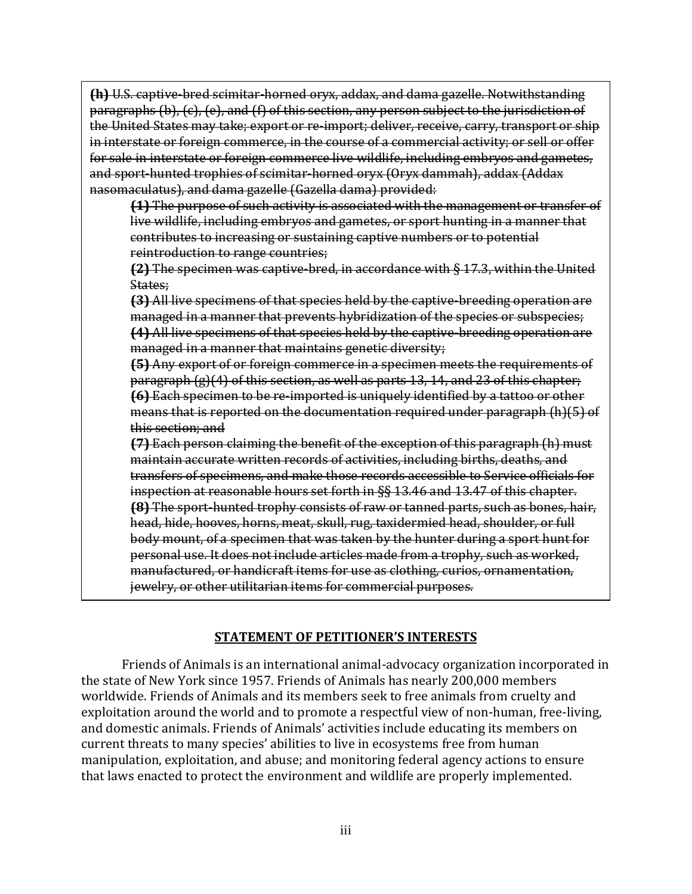~~**(h)** U.S. captive-bred scimitar-horned oryx, addax, and dama gazelle. Notwithstanding paragraphs (b), (c), (e), and (f) of this section, any person subject to the jurisdiction of the United States may take; export or re-import; deliver, receive, carry, transport or ship in interstate or foreign commerce, in the course of a commercial activity; or sell or offer for sale in interstate or foreign commerce live wildlife, including embryos and gametes, and sport-hunted trophies of scimitar-horned oryx (Oryx dammah), addax (Addax nasomaculatus), and dama gazelle (Gazella dama) provided:~~

> ~~**(1)** The purpose of such activity is associated with the management or transfer of live wildlife, including embryos and gametes, or sport hunting in a manner that contributes to increasing or sustaining captive numbers or to potential reintroduction to range countries;~~
>
> ~~**(2)** The specimen was captive-bred, in accordance with § 17.3, within the United States;~~
>
> ~~**(3)** All live specimens of that species held by the captive-breeding operation are managed in a manner that prevents hybridization of the species or subspecies;~~
>
> ~~**(4)** All live specimens of that species held by the captive-breeding operation are managed in a manner that maintains genetic diversity;~~
>
> ~~**(5)** Any export of or foreign commerce in a specimen meets the requirements of paragraph (g)(4) of this section, as well as parts 13, 14, and 23 of this chapter;~~
>
> ~~**(6)** Each specimen to be re-imported is uniquely identified by a tattoo or other means that is reported on the documentation required under paragraph (h)(5) of this section; and~~
>
> ~~**(7)** Each person claiming the benefit of the exception of this paragraph (h) must maintain accurate written records of activities, including births, deaths, and transfers of specimens, and make those records accessible to Service officials for inspection at reasonable hours set forth in §§ 13.46 and 13.47 of this chapter.~~
>
> ~~**(8)** The sport-hunted trophy consists of raw or tanned parts, such as bones, hair, head, hide, hooves, horns, meat, skull, rug, taxidermied head, shoulder, or full body mount, of a specimen that was taken by the hunter during a sport hunt for personal use. It does not include articles made from a trophy, such as worked, manufactured, or handicraft items for use as clothing, curios, ornamentation, jewelry, or other utilitarian items for commercial purposes.~~

## STATEMENT OF PETITIONER'S INTERESTS

Friends of Animals is an international animal-advocacy organization incorporated in the state of New York since 1957. Friends of Animals has nearly 200,000 members worldwide. Friends of Animals and its members seek to free animals from cruelty and exploitation around the world and to promote a respectful view of non-human, free-living, and domestic animals. Friends of Animals' activities include educating its members on current threats to many species' abilities to live in ecosystems free from human manipulation, exploitation, and abuse; and monitoring federal agency actions to ensure that laws enacted to protect the environment and wildlife are properly implemented.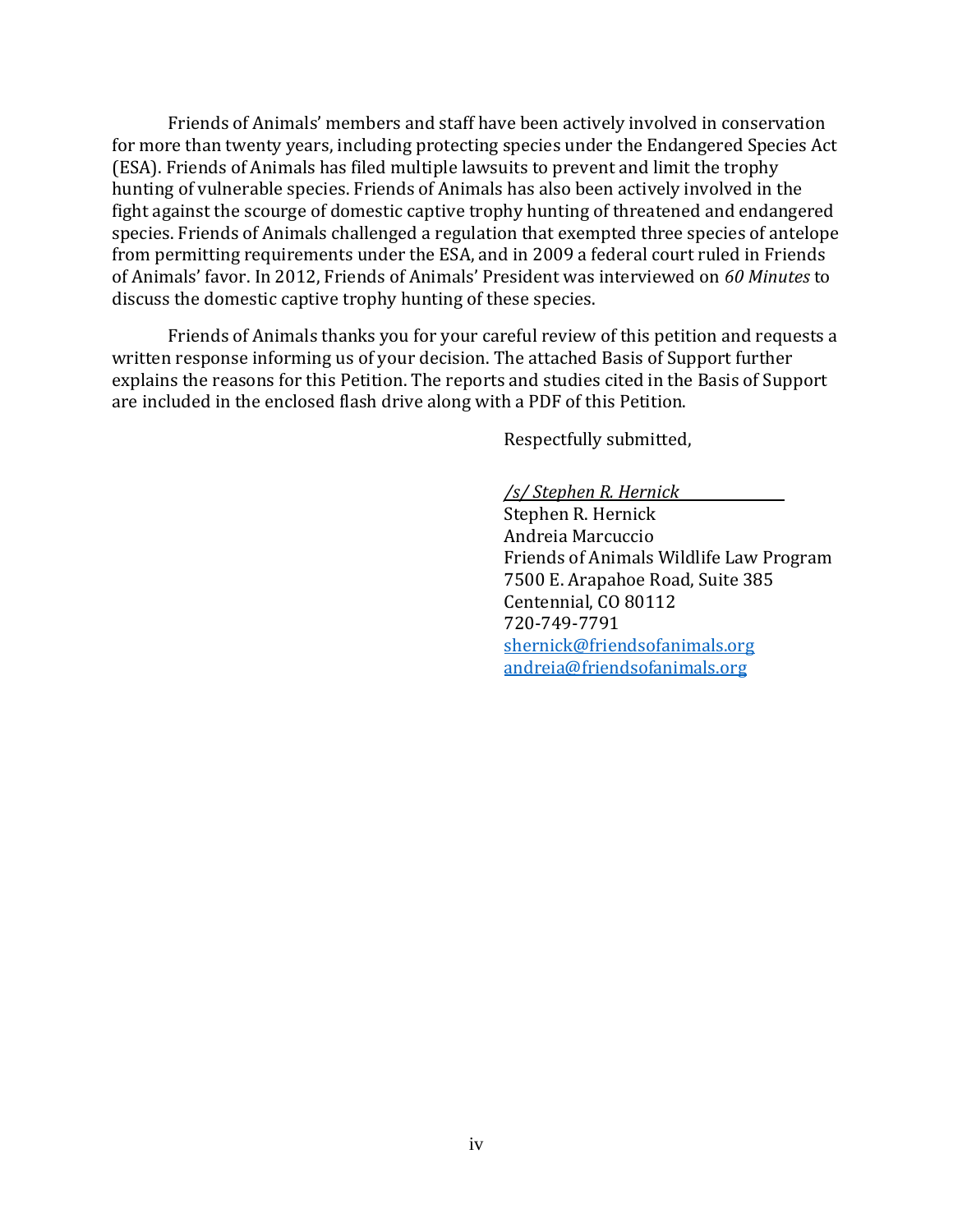Friends of Animals' members and staff have been actively involved in conservation for more than twenty years, including protecting species under the Endangered Species Act (ESA). Friends of Animals has filed multiple lawsuits to prevent and limit the trophy hunting of vulnerable species. Friends of Animals has also been actively involved in the fight against the scourge of domestic captive trophy hunting of threatened and endangered species. Friends of Animals challenged a regulation that exempted three species of antelope from permitting requirements under the ESA, and in 2009 a federal court ruled in Friends of Animals' favor. In 2012, Friends of Animals' President was interviewed on *60 Minutes* to discuss the domestic captive trophy hunting of these species.

Friends of Animals thanks you for your careful review of this petition and requests a written response informing us of your decision. The attached Basis of Support further explains the reasons for this Petition. The reports and studies cited in the Basis of Support are included in the enclosed flash drive along with a PDF of this Petition.

Respectfully submitted,

*/s/ Stephen R. Hernick*
Stephen R. Hernick
Andreia Marcuccio
Friends of Animals Wildlife Law Program
7500 E. Arapahoe Road, Suite 385
Centennial, CO 80112
720-749-7791
shernick@friendsofanimals.org
andreia@friendsofanimals.org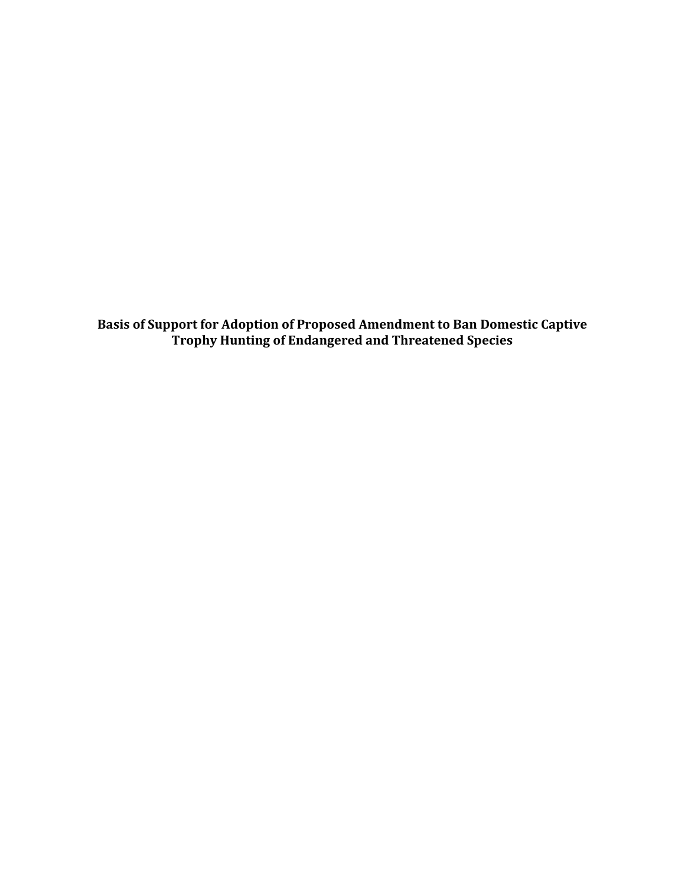**Basis of Support for Adoption of Proposed Amendment to Ban Domestic Captive Trophy Hunting of Endangered and Threatened Species**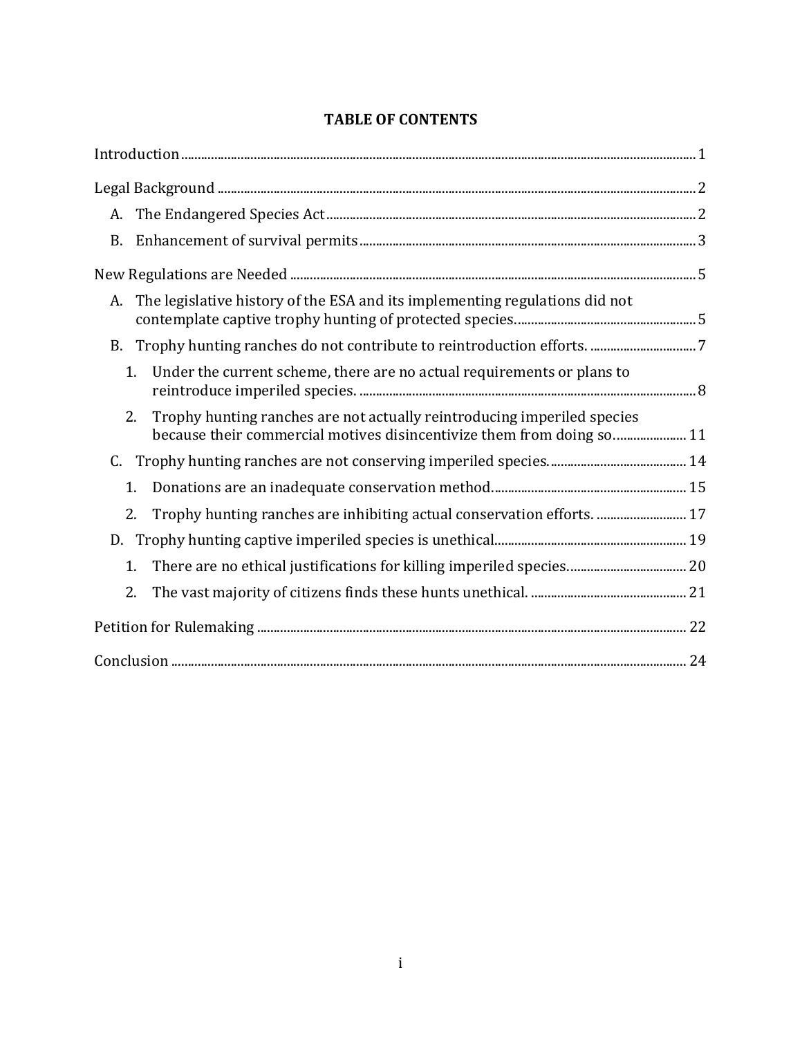# TABLE OF CONTENTS

Introduction ..... 1

Legal Background ..... 2

- A. The Endangered Species Act ..... 2
- B. Enhancement of survival permits ..... 3

New Regulations are Needed ..... 5

- A. The legislative history of the ESA and its implementing regulations did not contemplate captive trophy hunting of protected species. ..... 5
- B. Trophy hunting ranches do not contribute to reintroduction efforts. ..... 7
  1. Under the current scheme, there are no actual requirements or plans to reintroduce imperiled species. ..... 8
  2. Trophy hunting ranches are not actually reintroducing imperiled species because their commercial motives disincentivize them from doing so. ..... 11
- C. Trophy hunting ranches are not conserving imperiled species. ..... 14
  1. Donations are an inadequate conservation method. ..... 15
  2. Trophy hunting ranches are inhibiting actual conservation efforts. ..... 17
- D. Trophy hunting captive imperiled species is unethical. ..... 19
  1. There are no ethical justifications for killing imperiled species. ..... 20
  2. The vast majority of citizens finds these hunts unethical. ..... 21

Petition for Rulemaking ..... 22

Conclusion ..... 24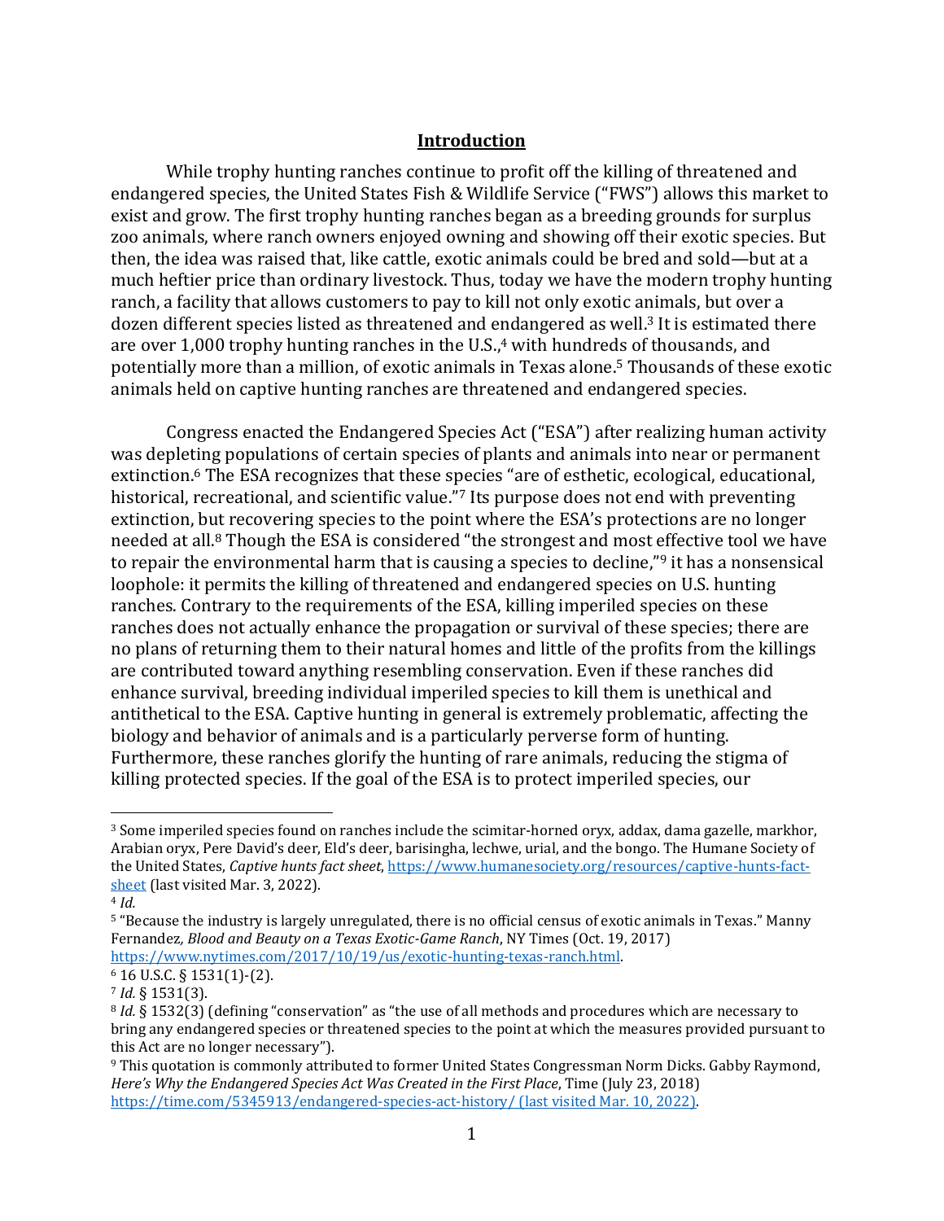## Introduction

While trophy hunting ranches continue to profit off the killing of threatened and endangered species, the United States Fish & Wildlife Service ("FWS") allows this market to exist and grow. The first trophy hunting ranches began as a breeding grounds for surplus zoo animals, where ranch owners enjoyed owning and showing off their exotic species. But then, the idea was raised that, like cattle, exotic animals could be bred and sold—but at a much heftier price than ordinary livestock. Thus, today we have the modern trophy hunting ranch, a facility that allows customers to pay to kill not only exotic animals, but over a dozen different species listed as threatened and endangered as well.[3] It is estimated there are over 1,000 trophy hunting ranches in the U.S.,[4] with hundreds of thousands, and potentially more than a million, of exotic animals in Texas alone.[5] Thousands of these exotic animals held on captive hunting ranches are threatened and endangered species.

Congress enacted the Endangered Species Act ("ESA") after realizing human activity was depleting populations of certain species of plants and animals into near or permanent extinction.[6] The ESA recognizes that these species "are of esthetic, ecological, educational, historical, recreational, and scientific value."[7] Its purpose does not end with preventing extinction, but recovering species to the point where the ESA's protections are no longer needed at all.[8] Though the ESA is considered "the strongest and most effective tool we have to repair the environmental harm that is causing a species to decline,"[9] it has a nonsensical loophole: it permits the killing of threatened and endangered species on U.S. hunting ranches. Contrary to the requirements of the ESA, killing imperiled species on these ranches does not actually enhance the propagation or survival of these species; there are no plans of returning them to their natural homes and little of the profits from the killings are contributed toward anything resembling conservation. Even if these ranches did enhance survival, breeding individual imperiled species to kill them is unethical and antithetical to the ESA. Captive hunting in general is extremely problematic, affecting the biology and behavior of animals and is a particularly perverse form of hunting. Furthermore, these ranches glorify the hunting of rare animals, reducing the stigma of killing protected species. If the goal of the ESA is to protect imperiled species, our

---

[3] Some imperiled species found on ranches include the scimitar-horned oryx, addax, dama gazelle, markhor, Arabian oryx, Pere David's deer, Eld's deer, barisingha, lechwe, urial, and the bongo. The Humane Society of the United States, *Captive hunts fact sheet*, https://www.humanesociety.org/resources/captive-hunts-fact-sheet (last visited Mar. 3, 2022).

[4] *Id.*

[5] "Because the industry is largely unregulated, there is no official census of exotic animals in Texas." Manny Fernandez*, Blood and Beauty on a Texas Exotic-Game Ranch*, NY Times (Oct. 19, 2017) https://www.nytimes.com/2017/10/19/us/exotic-hunting-texas-ranch.html.

[6] 16 U.S.C. § 1531(1)-(2).

[7] *Id.* § 1531(3).

[8] *Id.* § 1532(3) (defining "conservation" as "the use of all methods and procedures which are necessary to bring any endangered species or threatened species to the point at which the measures provided pursuant to this Act are no longer necessary").

[9] This quotation is commonly attributed to former United States Congressman Norm Dicks. Gabby Raymond, *Here's Why the Endangered Species Act Was Created in the First Place*, Time (July 23, 2018) https://time.com/5345913/endangered-species-act-history/ (last visited Mar. 10, 2022).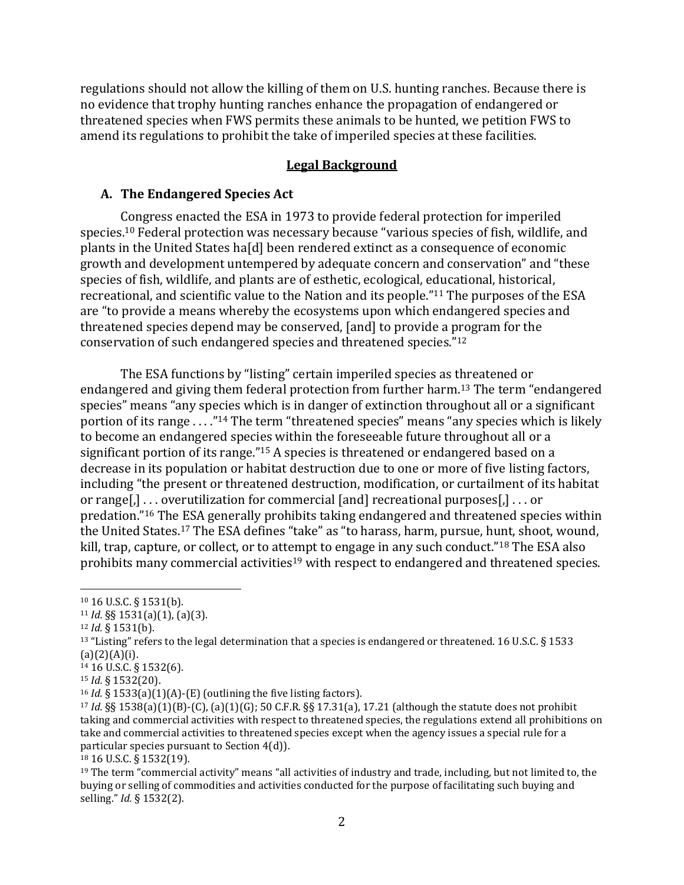regulations should not allow the killing of them on U.S. hunting ranches. Because there is no evidence that trophy hunting ranches enhance the propagation of endangered or threatened species when FWS permits these animals to be hunted, we petition FWS to amend its regulations to prohibit the take of imperiled species at these facilities.

## Legal Background

### A. The Endangered Species Act

Congress enacted the ESA in 1973 to provide federal protection for imperiled species.[10] Federal protection was necessary because "various species of fish, wildlife, and plants in the United States ha[d] been rendered extinct as a consequence of economic growth and development untempered by adequate concern and conservation" and "these species of fish, wildlife, and plants are of esthetic, ecological, educational, historical, recreational, and scientific value to the Nation and its people."[11] The purposes of the ESA are "to provide a means whereby the ecosystems upon which endangered species and threatened species depend may be conserved, [and] to provide a program for the conservation of such endangered species and threatened species."[12]

The ESA functions by "listing" certain imperiled species as threatened or endangered and giving them federal protection from further harm.[13] The term "endangered species" means "any species which is in danger of extinction throughout all or a significant portion of its range . . . ."[14] The term "threatened species" means "any species which is likely to become an endangered species within the foreseeable future throughout all or a significant portion of its range."[15] A species is threatened or endangered based on a decrease in its population or habitat destruction due to one or more of five listing factors, including "the present or threatened destruction, modification, or curtailment of its habitat or range[,] . . . overutilization for commercial [and] recreational purposes[,] . . . or predation."[16] The ESA generally prohibits taking endangered and threatened species within the United States.[17] The ESA defines "take" as "to harass, harm, pursue, hunt, shoot, wound, kill, trap, capture, or collect, or to attempt to engage in any such conduct."[18] The ESA also prohibits many commercial activities[19] with respect to endangered and threatened species.

---

[10] 16 U.S.C. § 1531(b).

[11] *Id.* §§ 1531(a)(1), (a)(3).

[12] *Id.* § 1531(b).

[13] "Listing" refers to the legal determination that a species is endangered or threatened. 16 U.S.C. § 1533 (a)(2)(A)(i).

[14] 16 U.S.C. § 1532(6).

[15] *Id.* § 1532(20).

[16] *Id.* § 1533(a)(1)(A)-(E) (outlining the five listing factors).

[17] *Id.* §§ 1538(a)(1)(B)-(C), (a)(1)(G); 50 C.F.R. §§ 17.31(a), 17.21 (although the statute does not prohibit taking and commercial activities with respect to threatened species, the regulations extend all prohibitions on take and commercial activities to threatened species except when the agency issues a special rule for a particular species pursuant to Section 4(d)).

[18] 16 U.S.C. § 1532(19).

[19] The term "commercial activity" means "all activities of industry and trade, including, but not limited to, the buying or selling of commodities and activities conducted for the purpose of facilitating such buying and selling." *Id.* § 1532(2).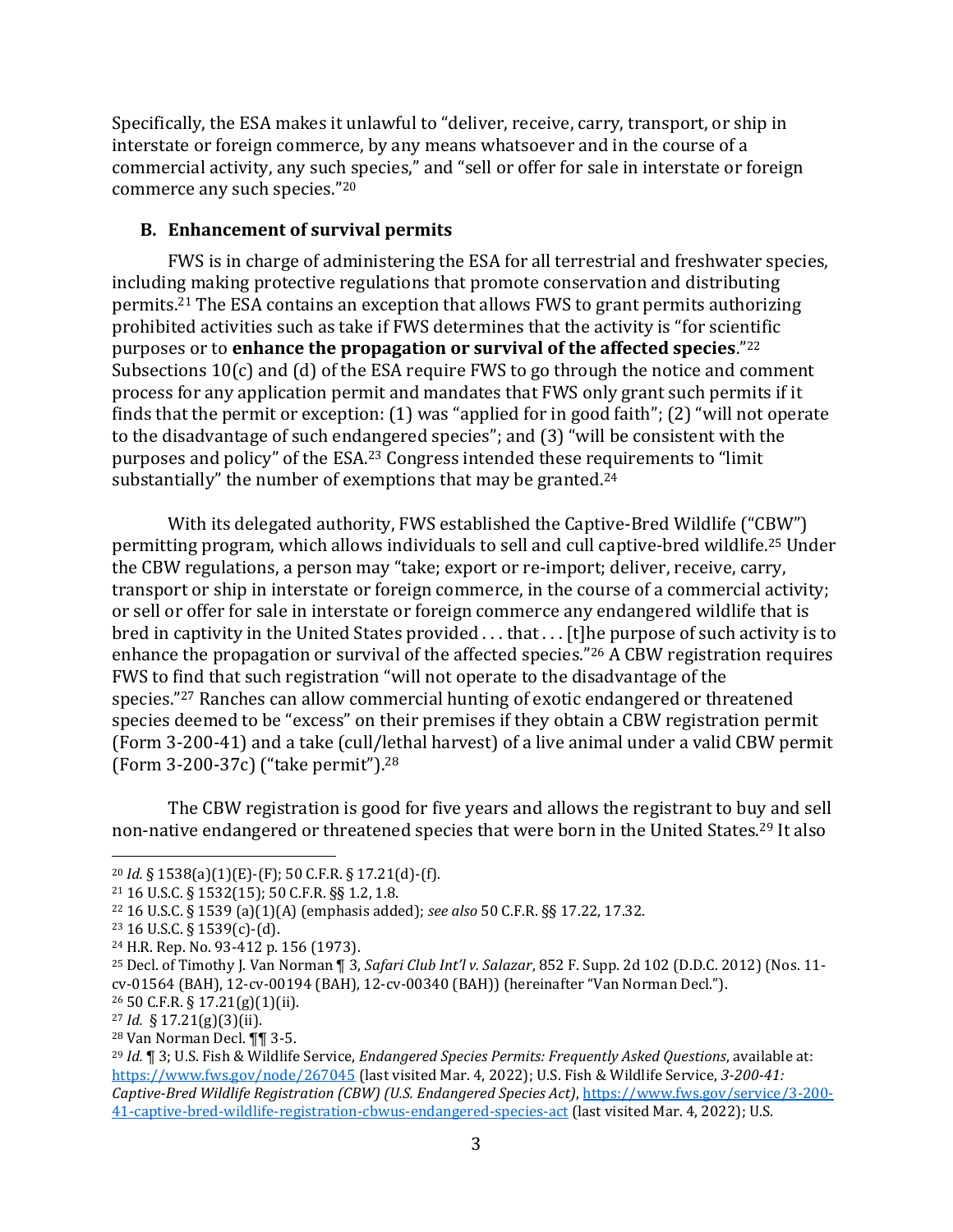Specifically, the ESA makes it unlawful to "deliver, receive, carry, transport, or ship in interstate or foreign commerce, by any means whatsoever and in the course of a commercial activity, any such species," and "sell or offer for sale in interstate or foreign commerce any such species."[20]

### B. Enhancement of survival permits

FWS is in charge of administering the ESA for all terrestrial and freshwater species, including making protective regulations that promote conservation and distributing permits.[21] The ESA contains an exception that allows FWS to grant permits authorizing prohibited activities such as take if FWS determines that the activity is "for scientific purposes or to **enhance the propagation or survival of the affected species**."[22] Subsections 10(c) and (d) of the ESA require FWS to go through the notice and comment process for any application permit and mandates that FWS only grant such permits if it finds that the permit or exception: (1) was "applied for in good faith"; (2) "will not operate to the disadvantage of such endangered species"; and (3) "will be consistent with the purposes and policy" of the ESA.[23] Congress intended these requirements to "limit substantially" the number of exemptions that may be granted.[24]

With its delegated authority, FWS established the Captive-Bred Wildlife ("CBW") permitting program, which allows individuals to sell and cull captive-bred wildlife.[25] Under the CBW regulations, a person may "take; export or re-import; deliver, receive, carry, transport or ship in interstate or foreign commerce, in the course of a commercial activity; or sell or offer for sale in interstate or foreign commerce any endangered wildlife that is bred in captivity in the United States provided . . . that . . . [t]he purpose of such activity is to enhance the propagation or survival of the affected species."[26] A CBW registration requires FWS to find that such registration "will not operate to the disadvantage of the species."[27] Ranches can allow commercial hunting of exotic endangered or threatened species deemed to be "excess" on their premises if they obtain a CBW registration permit (Form 3-200-41) and a take (cull/lethal harvest) of a live animal under a valid CBW permit (Form 3-200-37c) ("take permit").[28]

The CBW registration is good for five years and allows the registrant to buy and sell non-native endangered or threatened species that were born in the United States.[29] It also

---

[20] *Id.* § 1538(a)(1)(E)-(F); 50 C.F.R. § 17.21(d)-(f).

[21] 16 U.S.C. § 1532(15); 50 C.F.R. §§ 1.2, 1.8.

[22] 16 U.S.C. § 1539 (a)(1)(A) (emphasis added); *see also* 50 C.F.R. §§ 17.22, 17.32.

[23] 16 U.S.C. § 1539(c)-(d).

[24] H.R. Rep. No. 93-412 p. 156 (1973).

[25] Decl. of Timothy J. Van Norman ¶ 3, *Safari Club Int'l v. Salazar*, 852 F. Supp. 2d 102 (D.D.C. 2012) (Nos. 11-cv-01564 (BAH), 12-cv-00194 (BAH), 12-cv-00340 (BAH)) (hereinafter "Van Norman Decl.").

[26] 50 C.F.R. § 17.21(g)(1)(ii).

[27] *Id.* § 17.21(g)(3)(ii).

[28] Van Norman Decl. ¶¶ 3-5.

[29] *Id.* ¶ 3; U.S. Fish & Wildlife Service, *Endangered Species Permits: Frequently Asked Questions*, available at: https://www.fws.gov/node/267045 (last visited Mar. 4, 2022); U.S. Fish & Wildlife Service, *3-200-41: Captive-Bred Wildlife Registration (CBW) (U.S. Endangered Species Act)*, https://www.fws.gov/service/3-200-41-captive-bred-wildlife-registration-cbwus-endangered-species-act (last visited Mar. 4, 2022); U.S.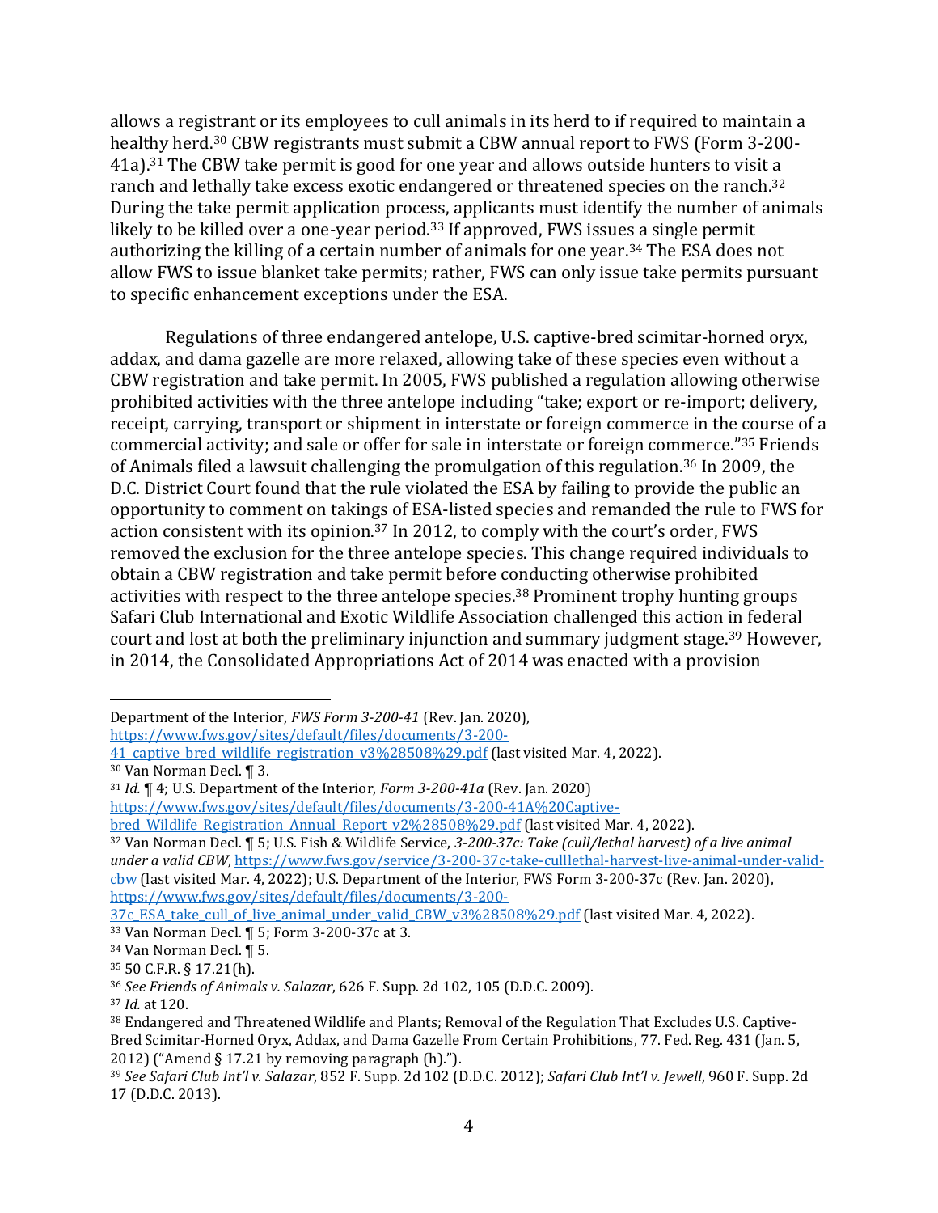allows a registrant or its employees to cull animals in its herd to if required to maintain a healthy herd.[30] CBW registrants must submit a CBW annual report to FWS (Form 3-200-41a).[31] The CBW take permit is good for one year and allows outside hunters to visit a ranch and lethally take excess exotic endangered or threatened species on the ranch.[32] During the take permit application process, applicants must identify the number of animals likely to be killed over a one-year period.[33] If approved, FWS issues a single permit authorizing the killing of a certain number of animals for one year.[34] The ESA does not allow FWS to issue blanket take permits; rather, FWS can only issue take permits pursuant to specific enhancement exceptions under the ESA.

Regulations of three endangered antelope, U.S. captive-bred scimitar-horned oryx, addax, and dama gazelle are more relaxed, allowing take of these species even without a CBW registration and take permit. In 2005, FWS published a regulation allowing otherwise prohibited activities with the three antelope including "take; export or re-import; delivery, receipt, carrying, transport or shipment in interstate or foreign commerce in the course of a commercial activity; and sale or offer for sale in interstate or foreign commerce."[35] Friends of Animals filed a lawsuit challenging the promulgation of this regulation.[36] In 2009, the D.C. District Court found that the rule violated the ESA by failing to provide the public an opportunity to comment on takings of ESA-listed species and remanded the rule to FWS for action consistent with its opinion.[37] In 2012, to comply with the court's order, FWS removed the exclusion for the three antelope species. This change required individuals to obtain a CBW registration and take permit before conducting otherwise prohibited activities with respect to the three antelope species.[38] Prominent trophy hunting groups Safari Club International and Exotic Wildlife Association challenged this action in federal court and lost at both the preliminary injunction and summary judgment stage.[39] However, in 2014, the Consolidated Appropriations Act of 2014 was enacted with a provision

---

Department of the Interior, *FWS Form 3-200-41* (Rev. Jan. 2020), https://www.fws.gov/sites/default/files/documents/3-200-41_captive_bred_wildlife_registration_v3%28508%29.pdf (last visited Mar. 4, 2022).

[30] Van Norman Decl. ¶ 3.

[31] *Id.* ¶ 4; U.S. Department of the Interior, *Form 3-200-41a* (Rev. Jan. 2020) https://www.fws.gov/sites/default/files/documents/3-200-41A%20Captive-bred_Wildlife_Registration_Annual_Report_v2%28508%29.pdf (last visited Mar. 4, 2022).

[32] Van Norman Decl. ¶ 5; U.S. Fish & Wildlife Service, *3-200-37c: Take (cull/lethal harvest) of a live animal under a valid CBW*, https://www.fws.gov/service/3-200-37c-take-culllethal-harvest-live-animal-under-valid-cbw (last visited Mar. 4, 2022); U.S. Department of the Interior, FWS Form 3-200-37c (Rev. Jan. 2020), https://www.fws.gov/sites/default/files/documents/3-200-37c_ESA_take_cull_of_live_animal_under_valid_CBW_v3%28508%29.pdf (last visited Mar. 4, 2022).

[33] Van Norman Decl. ¶ 5; Form 3-200-37c at 3.

[34] Van Norman Decl. ¶ 5.

[35] 50 C.F.R. § 17.21(h).

[36] *See Friends of Animals v. Salazar*, 626 F. Supp. 2d 102, 105 (D.D.C. 2009).

[37] *Id.* at 120.

[38] Endangered and Threatened Wildlife and Plants; Removal of the Regulation That Excludes U.S. Captive-Bred Scimitar-Horned Oryx, Addax, and Dama Gazelle From Certain Prohibitions, 77. Fed. Reg. 431 (Jan. 5, 2012) ("Amend § 17.21 by removing paragraph (h).").

[39] *See Safari Club Int'l v. Salazar*, 852 F. Supp. 2d 102 (D.D.C. 2012); *Safari Club Int'l v. Jewell*, 960 F. Supp. 2d 17 (D.D.C. 2013).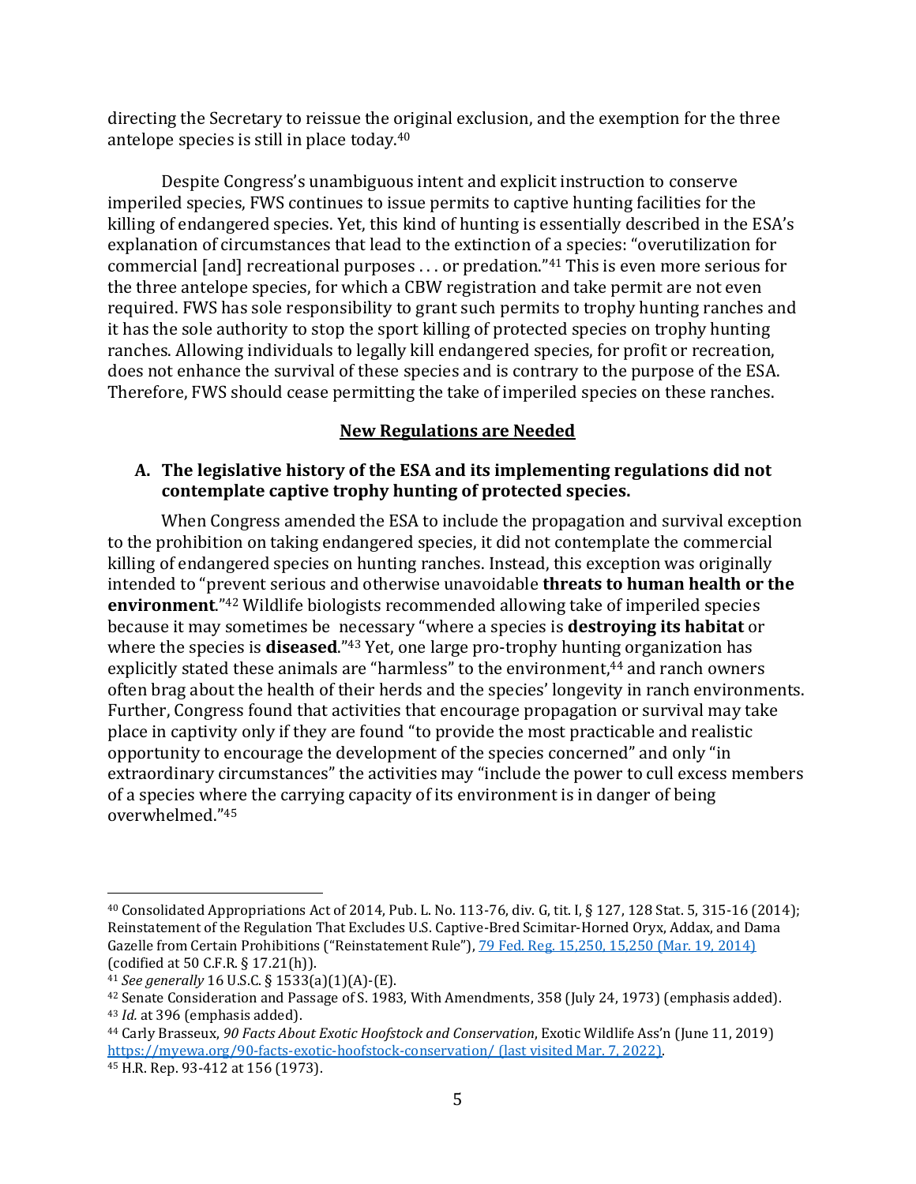directing the Secretary to reissue the original exclusion, and the exemption for the three antelope species is still in place today.[40]

Despite Congress's unambiguous intent and explicit instruction to conserve imperiled species, FWS continues to issue permits to captive hunting facilities for the killing of endangered species. Yet, this kind of hunting is essentially described in the ESA's explanation of circumstances that lead to the extinction of a species: "overutilization for commercial [and] recreational purposes . . . or predation."[41] This is even more serious for the three antelope species, for which a CBW registration and take permit are not even required. FWS has sole responsibility to grant such permits to trophy hunting ranches and it has the sole authority to stop the sport killing of protected species on trophy hunting ranches. Allowing individuals to legally kill endangered species, for profit or recreation, does not enhance the survival of these species and is contrary to the purpose of the ESA. Therefore, FWS should cease permitting the take of imperiled species on these ranches.

## New Regulations are Needed

### A. The legislative history of the ESA and its implementing regulations did not contemplate captive trophy hunting of protected species.

When Congress amended the ESA to include the propagation and survival exception to the prohibition on taking endangered species, it did not contemplate the commercial killing of endangered species on hunting ranches. Instead, this exception was originally intended to "prevent serious and otherwise unavoidable **threats to human health or the environment**."[42] Wildlife biologists recommended allowing take of imperiled species because it may sometimes be necessary "where a species is **destroying its habitat** or where the species is **diseased**."[43] Yet, one large pro-trophy hunting organization has explicitly stated these animals are "harmless" to the environment,[44] and ranch owners often brag about the health of their herds and the species' longevity in ranch environments. Further, Congress found that activities that encourage propagation or survival may take place in captivity only if they are found "to provide the most practicable and realistic opportunity to encourage the development of the species concerned" and only "in extraordinary circumstances" the activities may "include the power to cull excess members of a species where the carrying capacity of its environment is in danger of being overwhelmed."[45]

---

[40] Consolidated Appropriations Act of 2014, Pub. L. No. 113-76, div. G, tit. I, § 127, 128 Stat. 5, 315-16 (2014); Reinstatement of the Regulation That Excludes U.S. Captive-Bred Scimitar-Horned Oryx, Addax, and Dama Gazelle from Certain Prohibitions ("Reinstatement Rule"), [79 Fed. Reg. 15,250, 15,250 (Mar. 19, 2014)](#) (codified at 50 C.F.R. § 17.21(h)).

[41] *See generally* 16 U.S.C. § 1533(a)(1)(A)-(E).

[42] Senate Consideration and Passage of S. 1983, With Amendments, 358 (July 24, 1973) (emphasis added).

[43] *Id.* at 396 (emphasis added).

[44] Carly Brasseux, *90 Facts About Exotic Hoofstock and Conservation*, Exotic Wildlife Ass'n (June 11, 2019) [https://myewa.org/90-facts-exotic-hoofstock-conservation/ (last visited Mar. 7, 2022)](https://myewa.org/90-facts-exotic-hoofstock-conservation/).

[45] H.R. Rep. 93-412 at 156 (1973).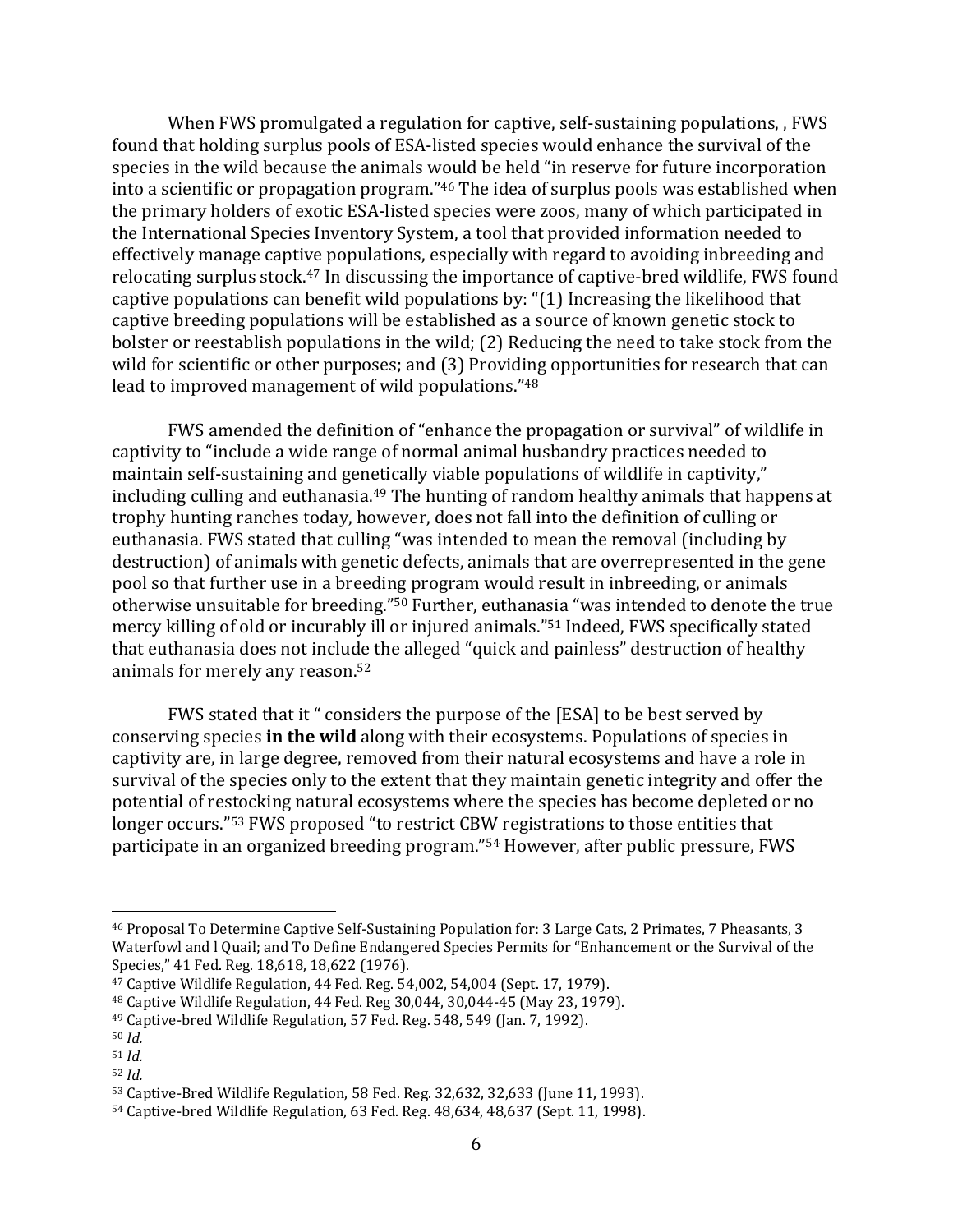When FWS promulgated a regulation for captive, self-sustaining populations, , FWS found that holding surplus pools of ESA-listed species would enhance the survival of the species in the wild because the animals would be held "in reserve for future incorporation into a scientific or propagation program."[46] The idea of surplus pools was established when the primary holders of exotic ESA-listed species were zoos, many of which participated in the International Species Inventory System, a tool that provided information needed to effectively manage captive populations, especially with regard to avoiding inbreeding and relocating surplus stock.[47] In discussing the importance of captive-bred wildlife, FWS found captive populations can benefit wild populations by: "(1) Increasing the likelihood that captive breeding populations will be established as a source of known genetic stock to bolster or reestablish populations in the wild; (2) Reducing the need to take stock from the wild for scientific or other purposes; and (3) Providing opportunities for research that can lead to improved management of wild populations."[48]

FWS amended the definition of "enhance the propagation or survival" of wildlife in captivity to "include a wide range of normal animal husbandry practices needed to maintain self-sustaining and genetically viable populations of wildlife in captivity," including culling and euthanasia.[49] The hunting of random healthy animals that happens at trophy hunting ranches today, however, does not fall into the definition of culling or euthanasia. FWS stated that culling "was intended to mean the removal (including by destruction) of animals with genetic defects, animals that are overrepresented in the gene pool so that further use in a breeding program would result in inbreeding, or animals otherwise unsuitable for breeding."[50] Further, euthanasia "was intended to denote the true mercy killing of old or incurably ill or injured animals."[51] Indeed, FWS specifically stated that euthanasia does not include the alleged "quick and painless" destruction of healthy animals for merely any reason.[52]

FWS stated that it " considers the purpose of the [ESA] to be best served by conserving species **in the wild** along with their ecosystems. Populations of species in captivity are, in large degree, removed from their natural ecosystems and have a role in survival of the species only to the extent that they maintain genetic integrity and offer the potential of restocking natural ecosystems where the species has become depleted or no longer occurs."[53] FWS proposed "to restrict CBW registrations to those entities that participate in an organized breeding program."[54] However, after public pressure, FWS

---

[46] Proposal To Determine Captive Self-Sustaining Population for: 3 Large Cats, 2 Primates, 7 Pheasants, 3 Waterfowl and l Quail; and To Define Endangered Species Permits for "Enhancement or the Survival of the Species," 41 Fed. Reg. 18,618, 18,622 (1976).

[47] Captive Wildlife Regulation, 44 Fed. Reg. 54,002, 54,004 (Sept. 17, 1979).

[48] Captive Wildlife Regulation, 44 Fed. Reg 30,044, 30,044-45 (May 23, 1979).

[49] Captive-bred Wildlife Regulation, 57 Fed. Reg. 548, 549 (Jan. 7, 1992).

[50] *Id.*

[51] *Id.*

[52] *Id.*

[53] Captive-Bred Wildlife Regulation, 58 Fed. Reg. 32,632, 32,633 (June 11, 1993).

[54] Captive-bred Wildlife Regulation, 63 Fed. Reg. 48,634, 48,637 (Sept. 11, 1998).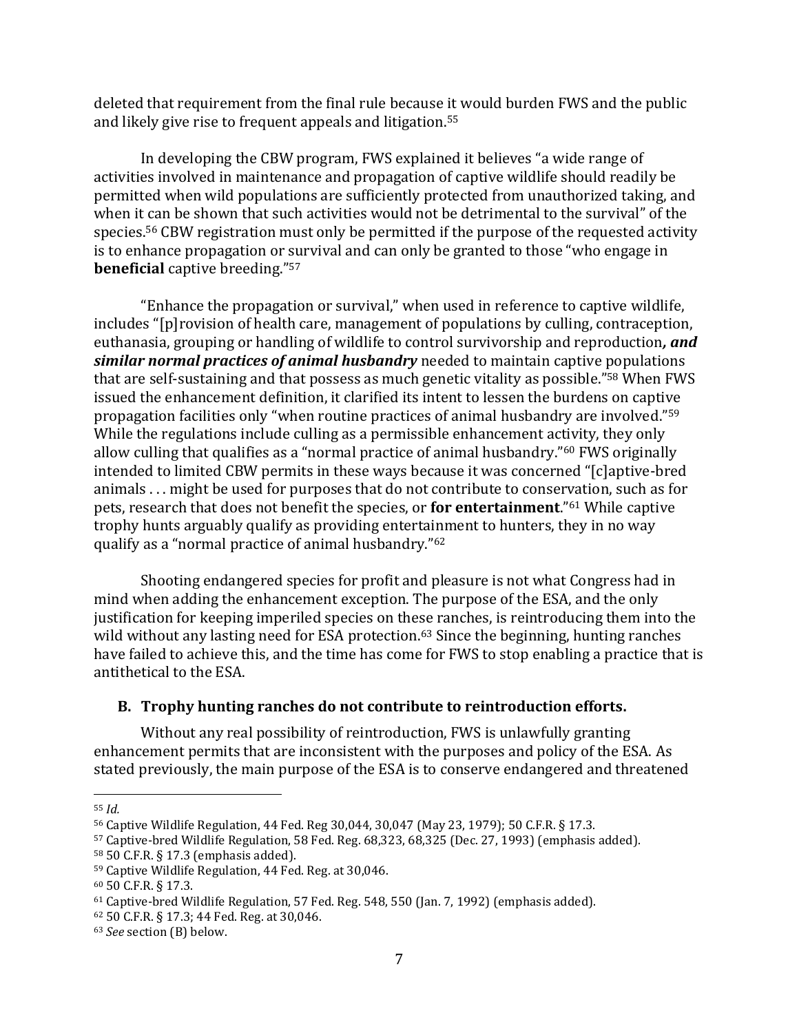deleted that requirement from the final rule because it would burden FWS and the public and likely give rise to frequent appeals and litigation.[55]

In developing the CBW program, FWS explained it believes "a wide range of activities involved in maintenance and propagation of captive wildlife should readily be permitted when wild populations are sufficiently protected from unauthorized taking, and when it can be shown that such activities would not be detrimental to the survival" of the species.[56] CBW registration must only be permitted if the purpose of the requested activity is to enhance propagation or survival and can only be granted to those "who engage in **beneficial** captive breeding."[57]

"Enhance the propagation or survival," when used in reference to captive wildlife, includes "[p]rovision of health care, management of populations by culling, contraception, euthanasia, grouping or handling of wildlife to control survivorship and reproduction***, and similar normal practices of animal husbandry*** needed to maintain captive populations that are self-sustaining and that possess as much genetic vitality as possible."[58] When FWS issued the enhancement definition, it clarified its intent to lessen the burdens on captive propagation facilities only "when routine practices of animal husbandry are involved."[59] While the regulations include culling as a permissible enhancement activity, they only allow culling that qualifies as a "normal practice of animal husbandry."[60] FWS originally intended to limited CBW permits in these ways because it was concerned "[c]aptive-bred animals . . . might be used for purposes that do not contribute to conservation, such as for pets, research that does not benefit the species, or **for entertainment**."[61] While captive trophy hunts arguably qualify as providing entertainment to hunters, they in no way qualify as a "normal practice of animal husbandry."[62]

Shooting endangered species for profit and pleasure is not what Congress had in mind when adding the enhancement exception. The purpose of the ESA, and the only justification for keeping imperiled species on these ranches, is reintroducing them into the wild without any lasting need for ESA protection.[63] Since the beginning, hunting ranches have failed to achieve this, and the time has come for FWS to stop enabling a practice that is antithetical to the ESA.

### B. Trophy hunting ranches do not contribute to reintroduction efforts.

Without any real possibility of reintroduction, FWS is unlawfully granting enhancement permits that are inconsistent with the purposes and policy of the ESA. As stated previously, the main purpose of the ESA is to conserve endangered and threatened

---

[55] *Id.*

[56] Captive Wildlife Regulation, 44 Fed. Reg 30,044, 30,047 (May 23, 1979); 50 C.F.R. § 17.3.

[57] Captive-bred Wildlife Regulation, 58 Fed. Reg. 68,323, 68,325 (Dec. 27, 1993) (emphasis added).

[58] 50 C.F.R. § 17.3 (emphasis added).

[59] Captive Wildlife Regulation, 44 Fed. Reg. at 30,046.

[60] 50 C.F.R. § 17.3.

[61] Captive-bred Wildlife Regulation, 57 Fed. Reg. 548, 550 (Jan. 7, 1992) (emphasis added).

[62] 50 C.F.R. § 17.3; 44 Fed. Reg. at 30,046.

[63] *See* section (B) below.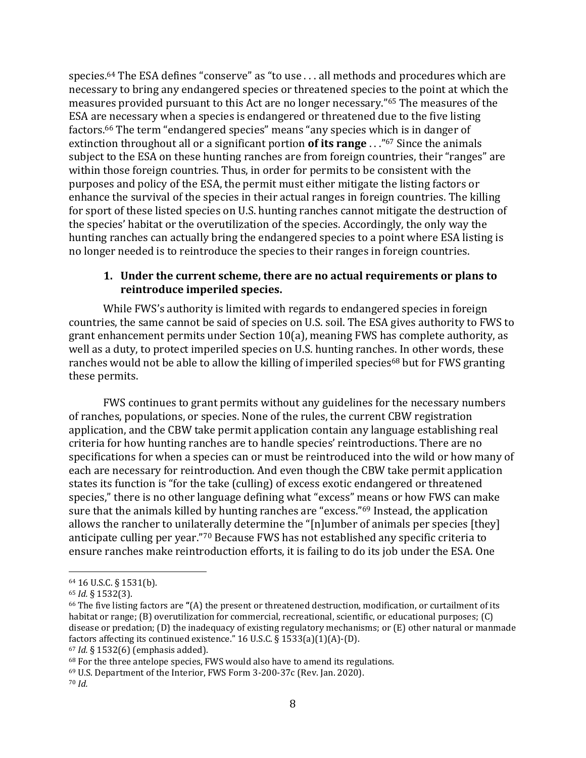species.[64] The ESA defines "conserve" as "to use . . . all methods and procedures which are necessary to bring any endangered species or threatened species to the point at which the measures provided pursuant to this Act are no longer necessary."[65] The measures of the ESA are necessary when a species is endangered or threatened due to the five listing factors.[66] The term "endangered species" means "any species which is in danger of extinction throughout all or a significant portion **of its range** . . ."[67] Since the animals subject to the ESA on these hunting ranches are from foreign countries, their "ranges" are within those foreign countries. Thus, in order for permits to be consistent with the purposes and policy of the ESA, the permit must either mitigate the listing factors or enhance the survival of the species in their actual ranges in foreign countries. The killing for sport of these listed species on U.S. hunting ranches cannot mitigate the destruction of the species' habitat or the overutilization of the species. Accordingly, the only way the hunting ranches can actually bring the endangered species to a point where ESA listing is no longer needed is to reintroduce the species to their ranges in foreign countries.

### 1. Under the current scheme, there are no actual requirements or plans to reintroduce imperiled species.

While FWS's authority is limited with regards to endangered species in foreign countries, the same cannot be said of species on U.S. soil. The ESA gives authority to FWS to grant enhancement permits under Section 10(a), meaning FWS has complete authority, as well as a duty, to protect imperiled species on U.S. hunting ranches. In other words, these ranches would not be able to allow the killing of imperiled species[68] but for FWS granting these permits.

FWS continues to grant permits without any guidelines for the necessary numbers of ranches, populations, or species. None of the rules, the current CBW registration application, and the CBW take permit application contain any language establishing real criteria for how hunting ranches are to handle species' reintroductions. There are no specifications for when a species can or must be reintroduced into the wild or how many of each are necessary for reintroduction. And even though the CBW take permit application states its function is "for the take (culling) of excess exotic endangered or threatened species," there is no other language defining what "excess" means or how FWS can make sure that the animals killed by hunting ranches are "excess."[69] Instead, the application allows the rancher to unilaterally determine the "[n]umber of animals per species [they] anticipate culling per year."[70] Because FWS has not established any specific criteria to ensure ranches make reintroduction efforts, it is failing to do its job under the ESA. One

---

[64] 16 U.S.C. § 1531(b).

[65] *Id.* § 1532(3).

[66] The five listing factors are "(A) the present or threatened destruction, modification, or curtailment of its habitat or range; (B) overutilization for commercial, recreational, scientific, or educational purposes; (C) disease or predation; (D) the inadequacy of existing regulatory mechanisms; or (E) other natural or manmade factors affecting its continued existence." 16 U.S.C. § 1533(a)(1)(A)-(D).

[67] *Id.* § 1532(6) (emphasis added).

[68] For the three antelope species, FWS would also have to amend its regulations.

[69] U.S. Department of the Interior, FWS Form 3-200-37c (Rev. Jan. 2020).

[70] *Id.*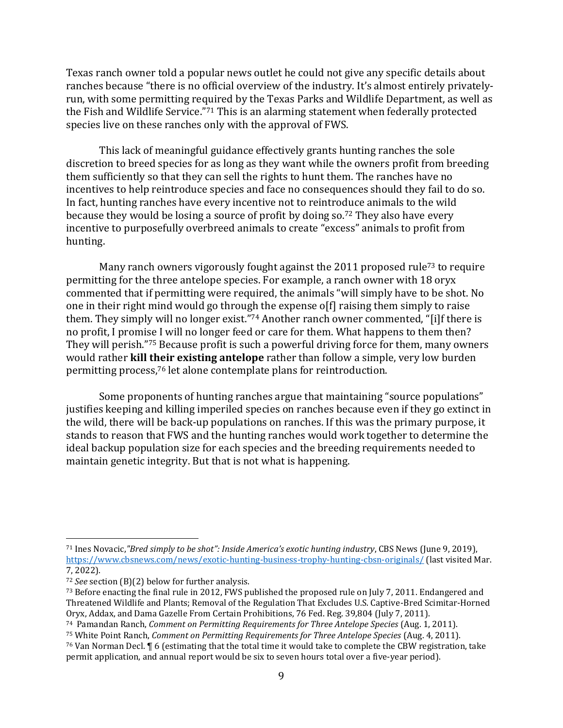Texas ranch owner told a popular news outlet he could not give any specific details about ranches because "there is no official overview of the industry. It's almost entirely privately-run, with some permitting required by the Texas Parks and Wildlife Department, as well as the Fish and Wildlife Service."[71] This is an alarming statement when federally protected species live on these ranches only with the approval of FWS.

This lack of meaningful guidance effectively grants hunting ranches the sole discretion to breed species for as long as they want while the owners profit from breeding them sufficiently so that they can sell the rights to hunt them. The ranches have no incentives to help reintroduce species and face no consequences should they fail to do so. In fact, hunting ranches have every incentive not to reintroduce animals to the wild because they would be losing a source of profit by doing so.[72] They also have every incentive to purposefully overbreed animals to create "excess" animals to profit from hunting.

Many ranch owners vigorously fought against the 2011 proposed rule[73] to require permitting for the three antelope species. For example, a ranch owner with 18 oryx commented that if permitting were required, the animals "will simply have to be shot. No one in their right mind would go through the expense o[f] raising them simply to raise them. They simply will no longer exist."[74] Another ranch owner commented, "[i]f there is no profit, I promise I will no longer feed or care for them. What happens to them then? They will perish."[75] Because profit is such a powerful driving force for them, many owners would rather **kill their existing antelope** rather than follow a simple, very low burden permitting process,[76] let alone contemplate plans for reintroduction.

Some proponents of hunting ranches argue that maintaining "source populations" justifies keeping and killing imperiled species on ranches because even if they go extinct in the wild, there will be back-up populations on ranches. If this was the primary purpose, it stands to reason that FWS and the hunting ranches would work together to determine the ideal backup population size for each species and the breeding requirements needed to maintain genetic integrity. But that is not what is happening.

---

[71] Ines Novacic, *"Bred simply to be shot": Inside America's exotic hunting industry*, CBS News (June 9, 2019), https://www.cbsnews.com/news/exotic-hunting-business-trophy-hunting-cbsn-originals/ (last visited Mar. 7, 2022).

[72] *See* section (B)(2) below for further analysis.

[73] Before enacting the final rule in 2012, FWS published the proposed rule on July 7, 2011. Endangered and Threatened Wildlife and Plants; Removal of the Regulation That Excludes U.S. Captive-Bred Scimitar-Horned Oryx, Addax, and Dama Gazelle From Certain Prohibitions, 76 Fed. Reg. 39,804 (July 7, 2011).

[74] Pamandan Ranch, *Comment on Permitting Requirements for Three Antelope Species* (Aug. 1, 2011).

[75] White Point Ranch, *Comment on Permitting Requirements for Three Antelope Species* (Aug. 4, 2011).

[76] Van Norman Decl. ¶ 6 (estimating that the total time it would take to complete the CBW registration, take permit application, and annual report would be six to seven hours total over a five-year period).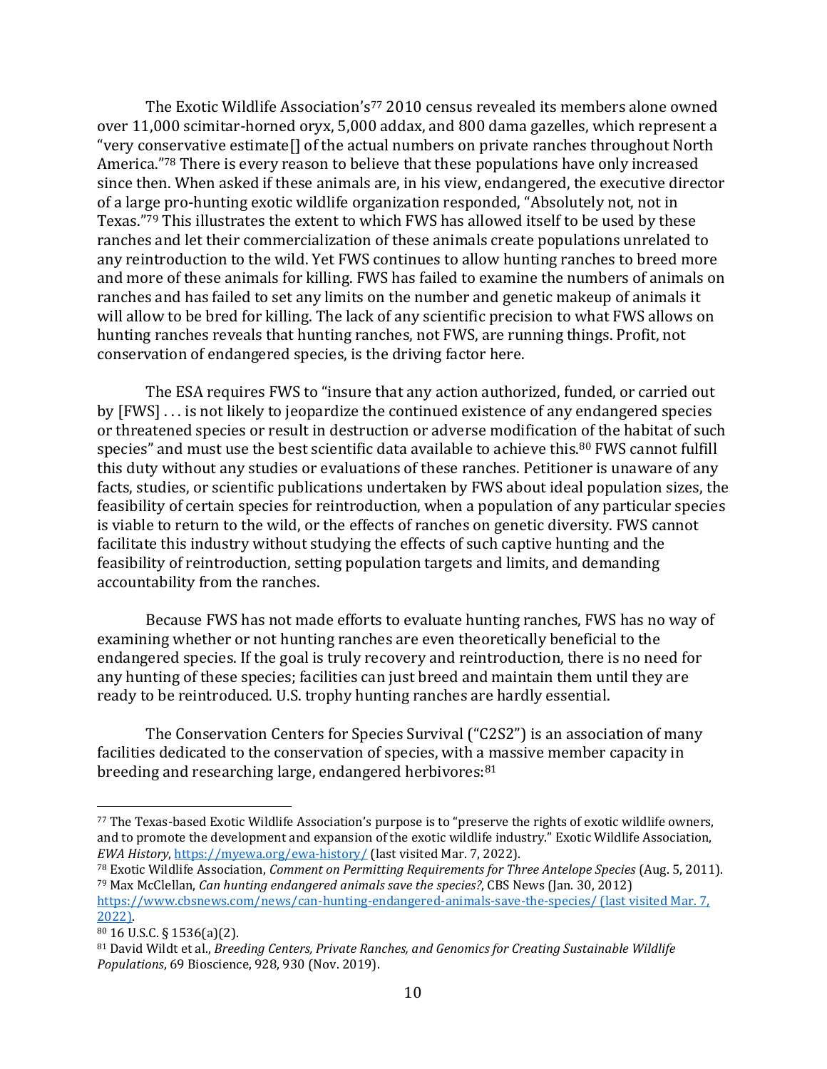The Exotic Wildlife Association's[77] 2010 census revealed its members alone owned over 11,000 scimitar-horned oryx, 5,000 addax, and 800 dama gazelles, which represent a "very conservative estimate[] of the actual numbers on private ranches throughout North America."[78] There is every reason to believe that these populations have only increased since then. When asked if these animals are, in his view, endangered, the executive director of a large pro-hunting exotic wildlife organization responded, "Absolutely not, not in Texas."[79] This illustrates the extent to which FWS has allowed itself to be used by these ranches and let their commercialization of these animals create populations unrelated to any reintroduction to the wild. Yet FWS continues to allow hunting ranches to breed more and more of these animals for killing. FWS has failed to examine the numbers of animals on ranches and has failed to set any limits on the number and genetic makeup of animals it will allow to be bred for killing. The lack of any scientific precision to what FWS allows on hunting ranches reveals that hunting ranches, not FWS, are running things. Profit, not conservation of endangered species, is the driving factor here.

The ESA requires FWS to "insure that any action authorized, funded, or carried out by [FWS] . . . is not likely to jeopardize the continued existence of any endangered species or threatened species or result in destruction or adverse modification of the habitat of such species" and must use the best scientific data available to achieve this.[80] FWS cannot fulfill this duty without any studies or evaluations of these ranches. Petitioner is unaware of any facts, studies, or scientific publications undertaken by FWS about ideal population sizes, the feasibility of certain species for reintroduction, when a population of any particular species is viable to return to the wild, or the effects of ranches on genetic diversity. FWS cannot facilitate this industry without studying the effects of such captive hunting and the feasibility of reintroduction, setting population targets and limits, and demanding accountability from the ranches.

Because FWS has not made efforts to evaluate hunting ranches, FWS has no way of examining whether or not hunting ranches are even theoretically beneficial to the endangered species. If the goal is truly recovery and reintroduction, there is no need for any hunting of these species; facilities can just breed and maintain them until they are ready to be reintroduced. U.S. trophy hunting ranches are hardly essential.

The Conservation Centers for Species Survival ("C2S2") is an association of many facilities dedicated to the conservation of species, with a massive member capacity in breeding and researching large, endangered herbivores:[81]

---

[77] The Texas-based Exotic Wildlife Association's purpose is to "preserve the rights of exotic wildlife owners, and to promote the development and expansion of the exotic wildlife industry." Exotic Wildlife Association, *EWA History*, https://myewa.org/ewa-history/ (last visited Mar. 7, 2022).

[78] Exotic Wildlife Association, *Comment on Permitting Requirements for Three Antelope Species* (Aug. 5, 2011).

[79] Max McClellan, *Can hunting endangered animals save the species?*, CBS News (Jan. 30, 2012) https://www.cbsnews.com/news/can-hunting-endangered-animals-save-the-species/ (last visited Mar. 7, 2022).

[80] 16 U.S.C. § 1536(a)(2).

[81] David Wildt et al., *Breeding Centers, Private Ranches, and Genomics for Creating Sustainable Wildlife Populations*, 69 Bioscience, 928, 930 (Nov. 2019).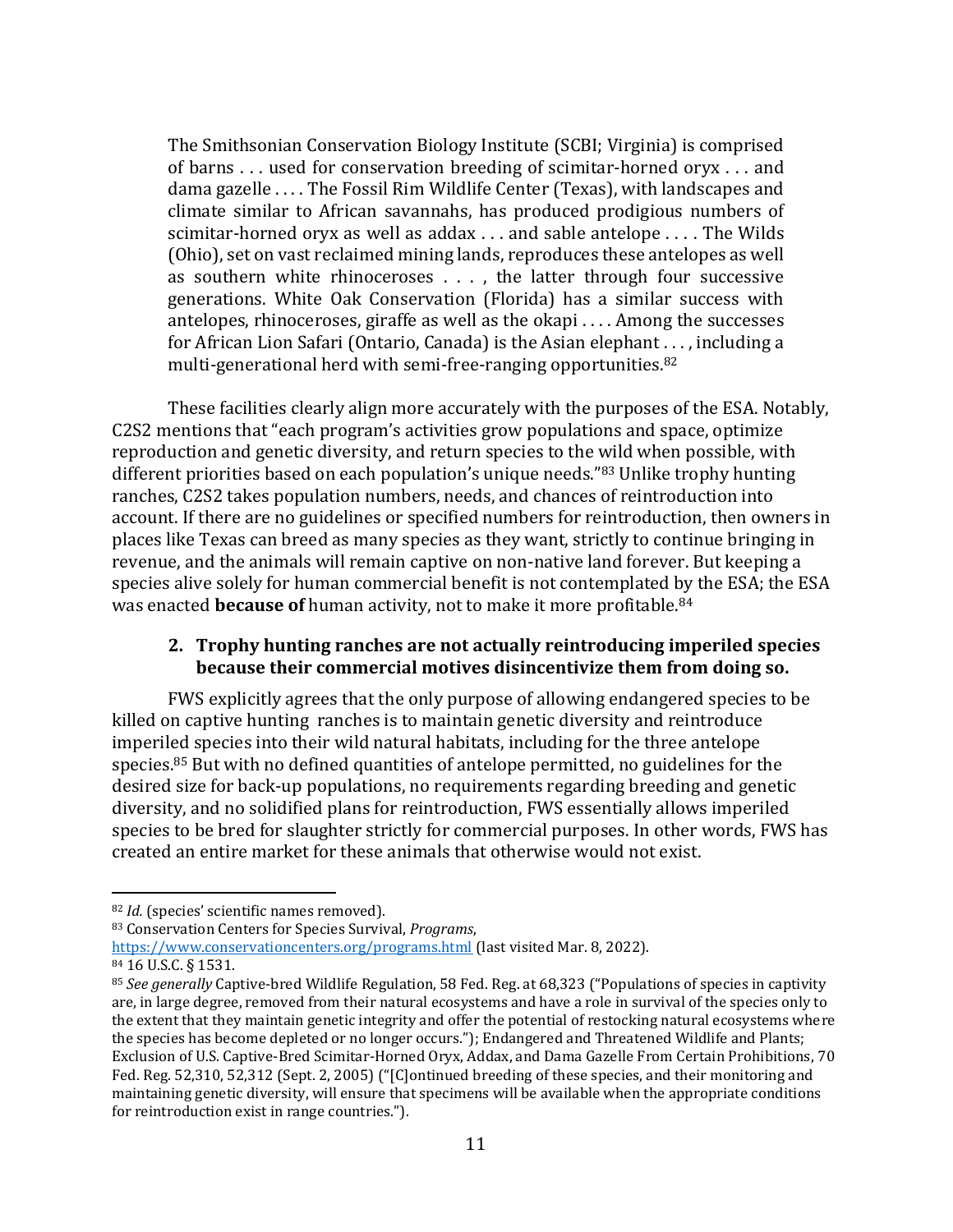> The Smithsonian Conservation Biology Institute (SCBI; Virginia) is comprised of barns . . . used for conservation breeding of scimitar-horned oryx . . . and dama gazelle . . . . The Fossil Rim Wildlife Center (Texas), with landscapes and climate similar to African savannahs, has produced prodigious numbers of scimitar-horned oryx as well as addax . . . and sable antelope . . . . The Wilds (Ohio), set on vast reclaimed mining lands, reproduces these antelopes as well as southern white rhinoceroses . . . , the latter through four successive generations. White Oak Conservation (Florida) has a similar success with antelopes, rhinoceroses, giraffe as well as the okapi . . . . Among the successes for African Lion Safari (Ontario, Canada) is the Asian elephant . . . , including a multi-generational herd with semi-free-ranging opportunities.[82]

These facilities clearly align more accurately with the purposes of the ESA. Notably, C2S2 mentions that "each program's activities grow populations and space, optimize reproduction and genetic diversity, and return species to the wild when possible, with different priorities based on each population's unique needs."[83] Unlike trophy hunting ranches, C2S2 takes population numbers, needs, and chances of reintroduction into account. If there are no guidelines or specified numbers for reintroduction, then owners in places like Texas can breed as many species as they want, strictly to continue bringing in revenue, and the animals will remain captive on non-native land forever. But keeping a species alive solely for human commercial benefit is not contemplated by the ESA; the ESA was enacted **because of** human activity, not to make it more profitable.[84]

### 2. Trophy hunting ranches are not actually reintroducing imperiled species because their commercial motives disincentivize them from doing so.

FWS explicitly agrees that the only purpose of allowing endangered species to be killed on captive hunting ranches is to maintain genetic diversity and reintroduce imperiled species into their wild natural habitats, including for the three antelope species.[85] But with no defined quantities of antelope permitted, no guidelines for the desired size for back-up populations, no requirements regarding breeding and genetic diversity, and no solidified plans for reintroduction, FWS essentially allows imperiled species to be bred for slaughter strictly for commercial purposes. In other words, FWS has created an entire market for these animals that otherwise would not exist.

---

[82] *Id.* (species' scientific names removed).

[83] Conservation Centers for Species Survival, *Programs*, https://www.conservationcenters.org/programs.html (last visited Mar. 8, 2022).

[84] 16 U.S.C. § 1531.

[85] *See generally* Captive-bred Wildlife Regulation, 58 Fed. Reg. at 68,323 ("Populations of species in captivity are, in large degree, removed from their natural ecosystems and have a role in survival of the species only to the extent that they maintain genetic integrity and offer the potential of restocking natural ecosystems where the species has become depleted or no longer occurs."); Endangered and Threatened Wildlife and Plants; Exclusion of U.S. Captive-Bred Scimitar-Horned Oryx, Addax, and Dama Gazelle From Certain Prohibitions, 70 Fed. Reg. 52,310, 52,312 (Sept. 2, 2005) ("[C]ontinued breeding of these species, and their monitoring and maintaining genetic diversity, will ensure that specimens will be available when the appropriate conditions for reintroduction exist in range countries.").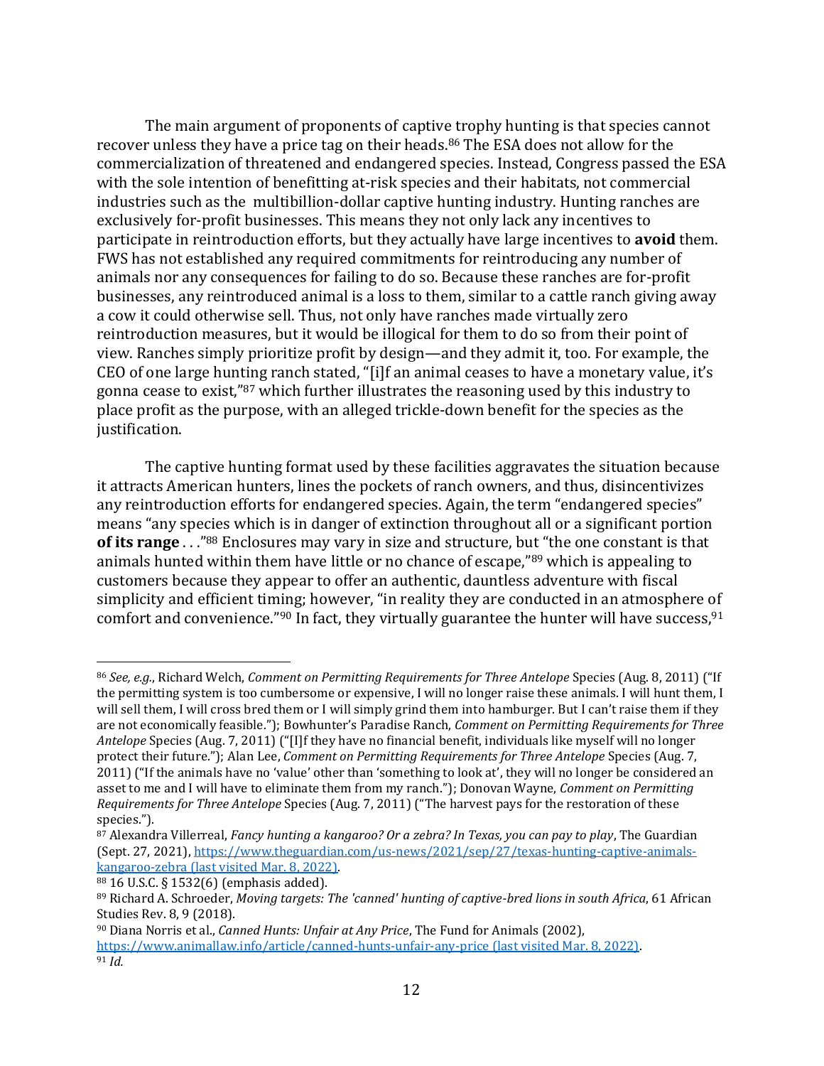The main argument of proponents of captive trophy hunting is that species cannot recover unless they have a price tag on their heads.[86] The ESA does not allow for the commercialization of threatened and endangered species. Instead, Congress passed the ESA with the sole intention of benefitting at-risk species and their habitats, not commercial industries such as the multibillion-dollar captive hunting industry. Hunting ranches are exclusively for-profit businesses. This means they not only lack any incentives to participate in reintroduction efforts, but they actually have large incentives to **avoid** them. FWS has not established any required commitments for reintroducing any number of animals nor any consequences for failing to do so. Because these ranches are for-profit businesses, any reintroduced animal is a loss to them, similar to a cattle ranch giving away a cow it could otherwise sell. Thus, not only have ranches made virtually zero reintroduction measures, but it would be illogical for them to do so from their point of view. Ranches simply prioritize profit by design—and they admit it, too. For example, the CEO of one large hunting ranch stated, "[i]f an animal ceases to have a monetary value, it's gonna cease to exist,"[87] which further illustrates the reasoning used by this industry to place profit as the purpose, with an alleged trickle-down benefit for the species as the justification.

The captive hunting format used by these facilities aggravates the situation because it attracts American hunters, lines the pockets of ranch owners, and thus, disincentivizes any reintroduction efforts for endangered species. Again, the term "endangered species" means "any species which is in danger of extinction throughout all or a significant portion **of its range** . . ."[88] Enclosures may vary in size and structure, but "the one constant is that animals hunted within them have little or no chance of escape,"[89] which is appealing to customers because they appear to offer an authentic, dauntless adventure with fiscal simplicity and efficient timing; however, "in reality they are conducted in an atmosphere of comfort and convenience."[90] In fact, they virtually guarantee the hunter will have success,[91]

---

[86] *See, e.g.*, Richard Welch, *Comment on Permitting Requirements for Three Antelope* Species (Aug. 8, 2011) ("If the permitting system is too cumbersome or expensive, I will no longer raise these animals. I will hunt them, I will sell them, I will cross bred them or I will simply grind them into hamburger. But I can't raise them if they are not economically feasible."); Bowhunter's Paradise Ranch, *Comment on Permitting Requirements for Three Antelope* Species (Aug. 7, 2011) ("[I]f they have no financial benefit, individuals like myself will no longer protect their future."); Alan Lee, *Comment on Permitting Requirements for Three Antelope* Species (Aug. 7, 2011) ("If the animals have no 'value' other than 'something to look at', they will no longer be considered an asset to me and I will have to eliminate them from my ranch."); Donovan Wayne, *Comment on Permitting Requirements for Three Antelope* Species (Aug. 7, 2011) ("The harvest pays for the restoration of these species.").

[87] Alexandra Villerreal, *Fancy hunting a kangaroo? Or a zebra? In Texas, you can pay to play*, The Guardian (Sept. 27, 2021), https://www.theguardian.com/us-news/2021/sep/27/texas-hunting-captive-animals-kangaroo-zebra (last visited Mar. 8, 2022).

[88] 16 U.S.C. § 1532(6) (emphasis added).

[89] Richard A. Schroeder, *Moving targets: The 'canned' hunting of captive-bred lions in south Africa*, 61 African Studies Rev. 8, 9 (2018).

[90] Diana Norris et al., *Canned Hunts: Unfair at Any Price*, The Fund for Animals (2002), https://www.animallaw.info/article/canned-hunts-unfair-any-price (last visited Mar. 8, 2022).

[91] *Id.*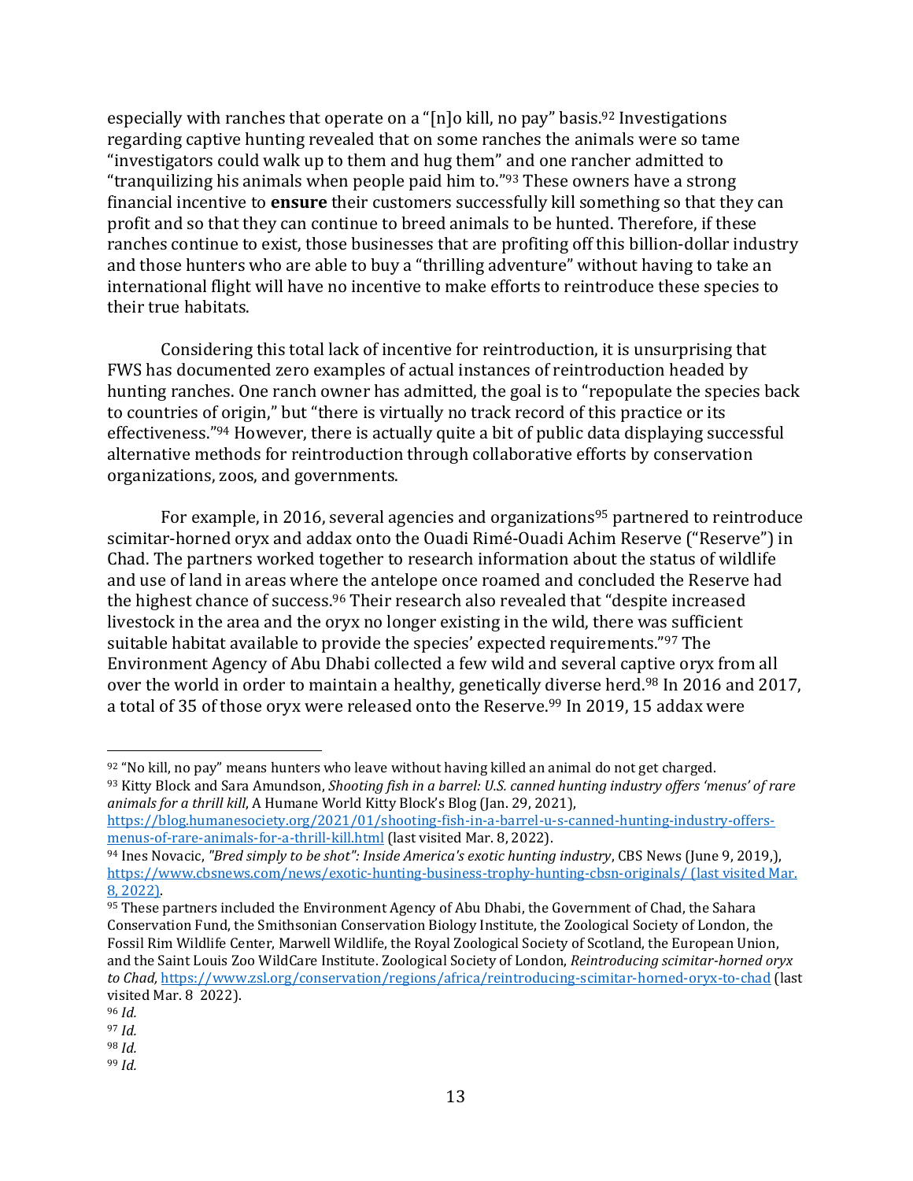especially with ranches that operate on a "[n]o kill, no pay" basis.[92] Investigations regarding captive hunting revealed that on some ranches the animals were so tame "investigators could walk up to them and hug them" and one rancher admitted to "tranquilizing his animals when people paid him to."[93] These owners have a strong financial incentive to **ensure** their customers successfully kill something so that they can profit and so that they can continue to breed animals to be hunted. Therefore, if these ranches continue to exist, those businesses that are profiting off this billion-dollar industry and those hunters who are able to buy a "thrilling adventure" without having to take an international flight will have no incentive to make efforts to reintroduce these species to their true habitats.

Considering this total lack of incentive for reintroduction, it is unsurprising that FWS has documented zero examples of actual instances of reintroduction headed by hunting ranches. One ranch owner has admitted, the goal is to "repopulate the species back to countries of origin," but "there is virtually no track record of this practice or its effectiveness."[94] However, there is actually quite a bit of public data displaying successful alternative methods for reintroduction through collaborative efforts by conservation organizations, zoos, and governments.

For example, in 2016, several agencies and organizations[95] partnered to reintroduce scimitar-horned oryx and addax onto the Ouadi Rimé-Ouadi Achim Reserve ("Reserve") in Chad. The partners worked together to research information about the status of wildlife and use of land in areas where the antelope once roamed and concluded the Reserve had the highest chance of success.[96] Their research also revealed that "despite increased livestock in the area and the oryx no longer existing in the wild, there was sufficient suitable habitat available to provide the species' expected requirements."[97] The Environment Agency of Abu Dhabi collected a few wild and several captive oryx from all over the world in order to maintain a healthy, genetically diverse herd.[98] In 2016 and 2017, a total of 35 of those oryx were released onto the Reserve.[99] In 2019, 15 addax were

---

[92] "No kill, no pay" means hunters who leave without having killed an animal do not get charged.

[93] Kitty Block and Sara Amundson, *Shooting fish in a barrel: U.S. canned hunting industry offers 'menus' of rare animals for a thrill kill*, A Humane World Kitty Block's Blog (Jan. 29, 2021), https://blog.humanesociety.org/2021/01/shooting-fish-in-a-barrel-u-s-canned-hunting-industry-offers-menus-of-rare-animals-for-a-thrill-kill.html (last visited Mar. 8, 2022).

[94] Ines Novacic, *"Bred simply to be shot": Inside America's exotic hunting industry*, CBS News (June 9, 2019,), https://www.cbsnews.com/news/exotic-hunting-business-trophy-hunting-cbsn-originals/ (last visited Mar. 8, 2022).

[95] These partners included the Environment Agency of Abu Dhabi, the Government of Chad, the Sahara Conservation Fund, the Smithsonian Conservation Biology Institute, the Zoological Society of London, the Fossil Rim Wildlife Center, Marwell Wildlife, the Royal Zoological Society of Scotland, the European Union, and the Saint Louis Zoo WildCare Institute. Zoological Society of London, *Reintroducing scimitar-horned oryx to Chad*, https://www.zsl.org/conservation/regions/africa/reintroducing-scimitar-horned-oryx-to-chad (last visited Mar. 8 2022).

[96] *Id.*

[97] *Id.*

[98] *Id.*

[99] *Id.*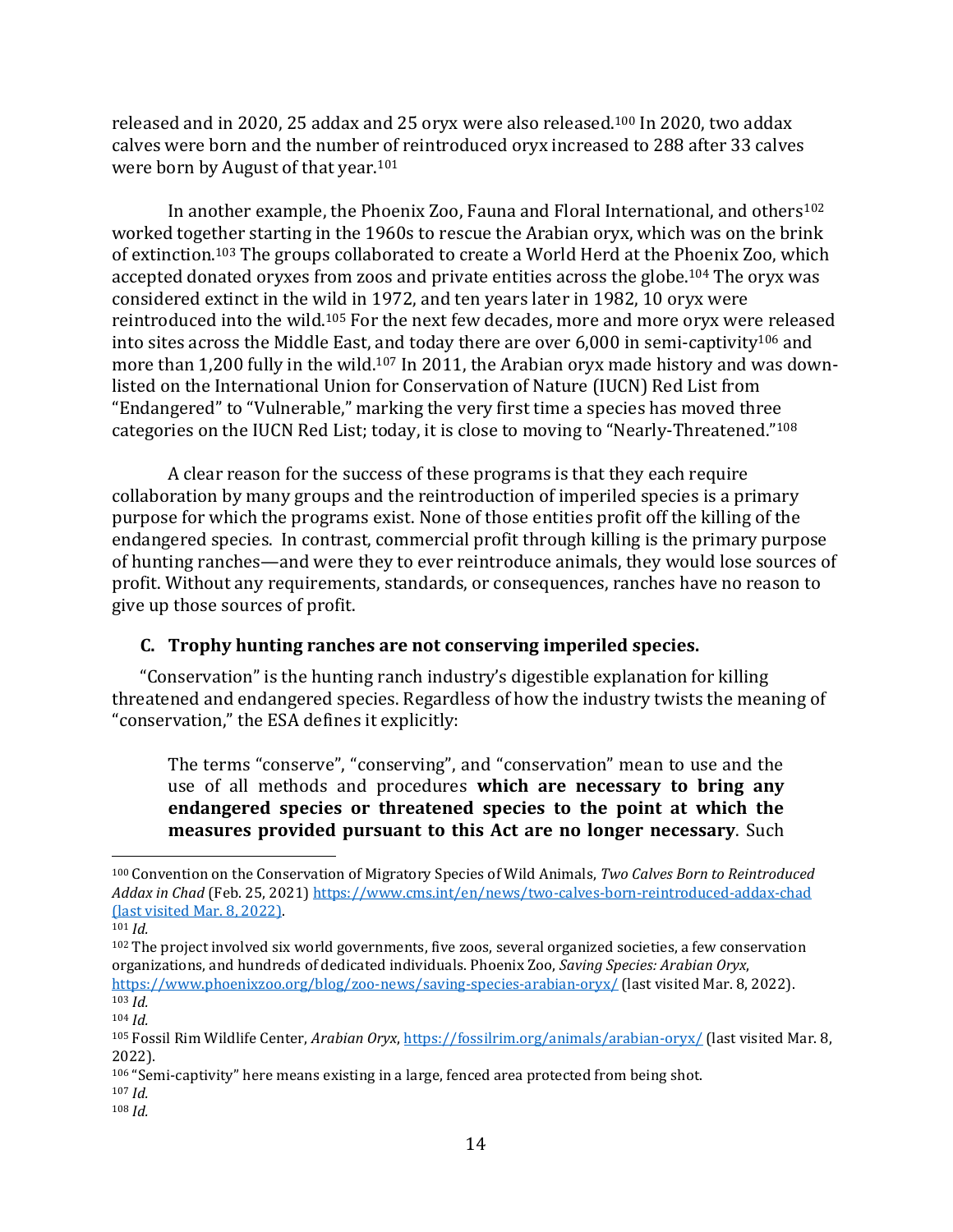released and in 2020, 25 addax and 25 oryx were also released.[100] In 2020, two addax calves were born and the number of reintroduced oryx increased to 288 after 33 calves were born by August of that year.[101]

In another example, the Phoenix Zoo, Fauna and Floral International, and others[102] worked together starting in the 1960s to rescue the Arabian oryx, which was on the brink of extinction.[103] The groups collaborated to create a World Herd at the Phoenix Zoo, which accepted donated oryxes from zoos and private entities across the globe.[104] The oryx was considered extinct in the wild in 1972, and ten years later in 1982, 10 oryx were reintroduced into the wild.[105] For the next few decades, more and more oryx were released into sites across the Middle East, and today there are over 6,000 in semi-captivity[106] and more than 1,200 fully in the wild.[107] In 2011, the Arabian oryx made history and was down-listed on the International Union for Conservation of Nature (IUCN) Red List from "Endangered" to "Vulnerable," marking the very first time a species has moved three categories on the IUCN Red List; today, it is close to moving to "Nearly-Threatened."[108]

A clear reason for the success of these programs is that they each require collaboration by many groups and the reintroduction of imperiled species is a primary purpose for which the programs exist. None of those entities profit off the killing of the endangered species. In contrast, commercial profit through killing is the primary purpose of hunting ranches—and were they to ever reintroduce animals, they would lose sources of profit. Without any requirements, standards, or consequences, ranches have no reason to give up those sources of profit.

### C. Trophy hunting ranches are not conserving imperiled species.

"Conservation" is the hunting ranch industry's digestible explanation for killing threatened and endangered species. Regardless of how the industry twists the meaning of "conservation," the ESA defines it explicitly:

> The terms "conserve", "conserving", and "conservation" mean to use and the use of all methods and procedures **which are necessary to bring any endangered species or threatened species to the point at which the measures provided pursuant to this Act are no longer necessary**. Such

---

[100] Convention on the Conservation of Migratory Species of Wild Animals, *Two Calves Born to Reintroduced Addax in Chad* (Feb. 25, 2021) https://www.cms.int/en/news/two-calves-born-reintroduced-addax-chad (last visited Mar. 8, 2022).

[101] *Id.*

[102] The project involved six world governments, five zoos, several organized societies, a few conservation organizations, and hundreds of dedicated individuals. Phoenix Zoo, *Saving Species: Arabian Oryx*, https://www.phoenixzoo.org/blog/zoo-news/saving-species-arabian-oryx/ (last visited Mar. 8, 2022).

[103] *Id.*

[104] *Id.*

[105] Fossil Rim Wildlife Center, *Arabian Oryx*, https://fossilrim.org/animals/arabian-oryx/ (last visited Mar. 8, 2022).

[106] "Semi-captivity" here means existing in a large, fenced area protected from being shot.

[107] *Id.*

[108] *Id.*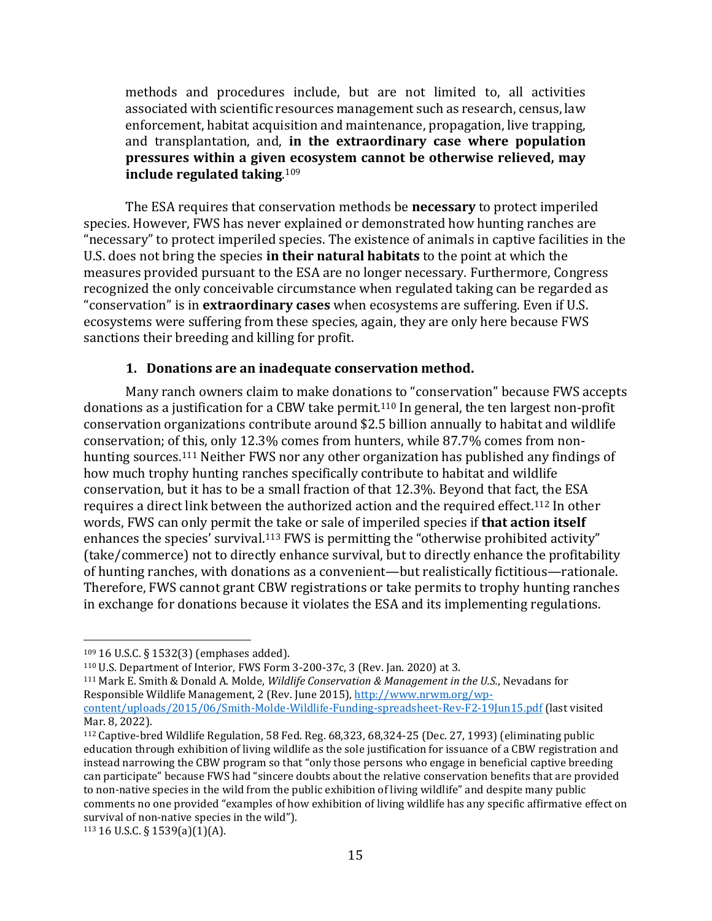> methods and procedures include, but are not limited to, all activities associated with scientific resources management such as research, census, law enforcement, habitat acquisition and maintenance, propagation, live trapping, and transplantation, and, **in the extraordinary case where population pressures within a given ecosystem cannot be otherwise relieved, may include regulated taking**.[109]

The ESA requires that conservation methods be **necessary** to protect imperiled species. However, FWS has never explained or demonstrated how hunting ranches are "necessary" to protect imperiled species. The existence of animals in captive facilities in the U.S. does not bring the species **in their natural habitats** to the point at which the measures provided pursuant to the ESA are no longer necessary. Furthermore, Congress recognized the only conceivable circumstance when regulated taking can be regarded as "conservation" is in **extraordinary cases** when ecosystems are suffering. Even if U.S. ecosystems were suffering from these species, again, they are only here because FWS sanctions their breeding and killing for profit.

### 1. Donations are an inadequate conservation method.

Many ranch owners claim to make donations to "conservation" because FWS accepts donations as a justification for a CBW take permit.[110] In general, the ten largest non-profit conservation organizations contribute around $2.5 billion annually to habitat and wildlife conservation; of this, only 12.3% comes from hunters, while 87.7% comes from non-hunting sources.[111] Neither FWS nor any other organization has published any findings of how much trophy hunting ranches specifically contribute to habitat and wildlife conservation, but it has to be a small fraction of that 12.3%. Beyond that fact, the ESA requires a direct link between the authorized action and the required effect.[112] In other words, FWS can only permit the take or sale of imperiled species if **that action itself** enhances the species' survival.[113] FWS is permitting the "otherwise prohibited activity" (take/commerce) not to directly enhance survival, but to directly enhance the profitability of hunting ranches, with donations as a convenient—but realistically fictitious—rationale. Therefore, FWS cannot grant CBW registrations or take permits to trophy hunting ranches in exchange for donations because it violates the ESA and its implementing regulations.

---

[109] 16 U.S.C. § 1532(3) (emphases added).

[110] U.S. Department of Interior, FWS Form 3-200-37c, 3 (Rev. Jan. 2020) at 3.

[111] Mark E. Smith & Donald A. Molde, *Wildlife Conservation & Management in the U.S.*, Nevadans for Responsible Wildlife Management, 2 (Rev. June 2015), [http://www.nrwm.org/wp-content/uploads/2015/06/Smith-Molde-Wildlife-Funding-spreadsheet-Rev-F2-19Jun15.pdf](http://www.nrwm.org/wp-content/uploads/2015/06/Smith-Molde-Wildlife-Funding-spreadsheet-Rev-F2-19Jun15.pdf) (last visited Mar. 8, 2022).

[112] Captive-bred Wildlife Regulation, 58 Fed. Reg. 68,323, 68,324-25 (Dec. 27, 1993) (eliminating public education through exhibition of living wildlife as the sole justification for issuance of a CBW registration and instead narrowing the CBW program so that "only those persons who engage in beneficial captive breeding can participate" because FWS had "sincere doubts about the relative conservation benefits that are provided to non-native species in the wild from the public exhibition of living wildlife" and despite many public comments no one provided "examples of how exhibition of living wildlife has any specific affirmative effect on survival of non-native species in the wild").

[113] 16 U.S.C. § 1539(a)(1)(A).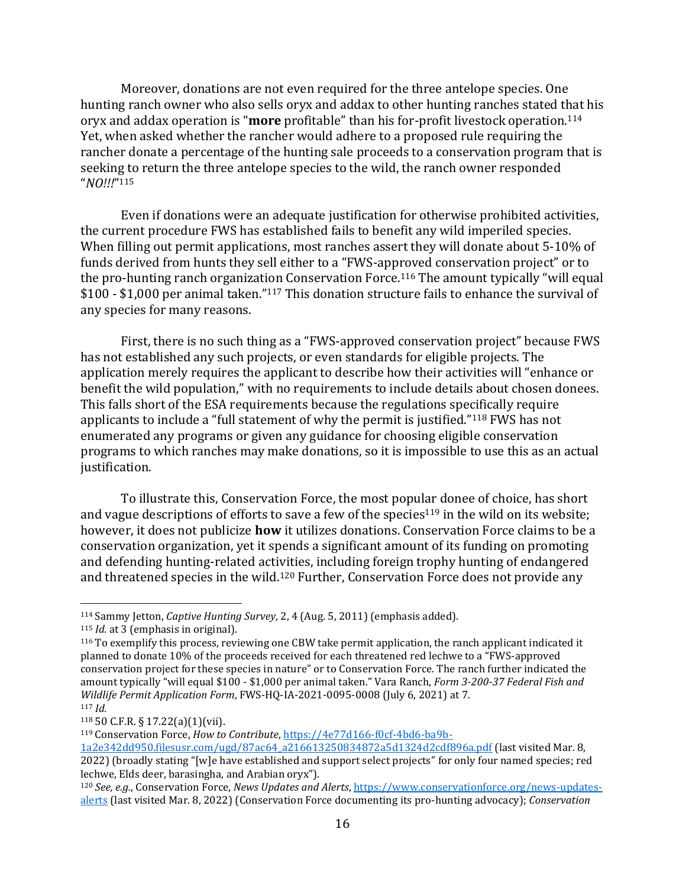Moreover, donations are not even required for the three antelope species. One hunting ranch owner who also sells oryx and addax to other hunting ranches stated that his oryx and addax operation is "**more** profitable" than his for-profit livestock operation.[114] Yet, when asked whether the rancher would adhere to a proposed rule requiring the rancher donate a percentage of the hunting sale proceeds to a conservation program that is seeking to return the three antelope species to the wild, the ranch owner responded "*NO!!!*"[115]

Even if donations were an adequate justification for otherwise prohibited activities, the current procedure FWS has established fails to benefit any wild imperiled species. When filling out permit applications, most ranches assert they will donate about 5-10% of funds derived from hunts they sell either to a "FWS-approved conservation project" or to the pro-hunting ranch organization Conservation Force.[116] The amount typically "will equal $100 - $1,000 per animal taken."[117] This donation structure fails to enhance the survival of any species for many reasons.

First, there is no such thing as a "FWS-approved conservation project" because FWS has not established any such projects, or even standards for eligible projects. The application merely requires the applicant to describe how their activities will "enhance or benefit the wild population," with no requirements to include details about chosen donees. This falls short of the ESA requirements because the regulations specifically require applicants to include a "full statement of why the permit is justified."[118] FWS has not enumerated any programs or given any guidance for choosing eligible conservation programs to which ranches may make donations, so it is impossible to use this as an actual justification.

To illustrate this, Conservation Force, the most popular donee of choice, has short and vague descriptions of efforts to save a few of the species[119] in the wild on its website; however, it does not publicize **how** it utilizes donations. Conservation Force claims to be a conservation organization, yet it spends a significant amount of its funding on promoting and defending hunting-related activities, including foreign trophy hunting of endangered and threatened species in the wild.[120] Further, Conservation Force does not provide any

---

[114] Sammy Jetton, *Captive Hunting Survey*, 2, 4 (Aug. 5, 2011) (emphasis added).

[115] *Id.* at 3 (emphasis in original).

[116] To exemplify this process, reviewing one CBW take permit application, the ranch applicant indicated it planned to donate 10% of the proceeds received for each threatened red lechwe to a "FWS-approved conservation project for these species in nature" or to Conservation Force. The ranch further indicated the amount typically "will equal $100 - $1,000 per animal taken." Vara Ranch, *Form 3-200-37 Federal Fish and Wildlife Permit Application Form*, FWS-HQ-IA-2021-0095-0008 (July 6, 2021) at 7.

[117] *Id.*

[118] 50 C.F.R. § 17.22(a)(1)(vii).

[119] Conservation Force, *How to Contribute*, https://4e77d166-f0cf-4bd6-ba9b-1a2e342dd950.filesusr.com/ugd/87ac64_a216613250834872a5d1324d2cdf896a.pdf (last visited Mar. 8, 2022) (broadly stating "[w]e have established and support select projects" for only four named species; red lechwe, Elds deer, barasingha, and Arabian oryx").

[120] *See, e.g.*, Conservation Force, *News Updates and Alerts*, https://www.conservationforce.org/news-updates-alerts (last visited Mar. 8, 2022) (Conservation Force documenting its pro-hunting advocacy); *Conservation*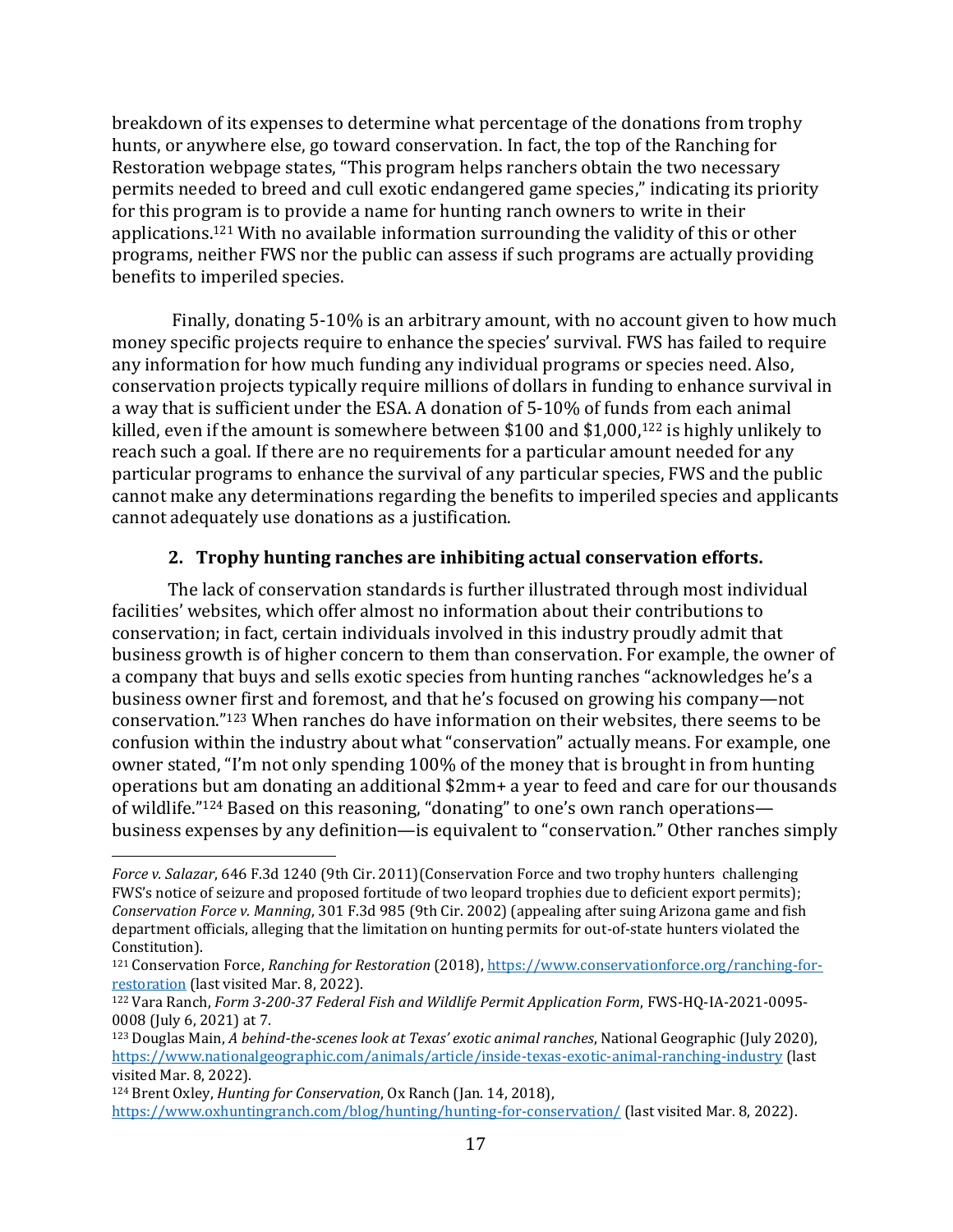breakdown of its expenses to determine what percentage of the donations from trophy hunts, or anywhere else, go toward conservation. In fact, the top of the Ranching for Restoration webpage states, "This program helps ranchers obtain the two necessary permits needed to breed and cull exotic endangered game species," indicating its priority for this program is to provide a name for hunting ranch owners to write in their applications.[121] With no available information surrounding the validity of this or other programs, neither FWS nor the public can assess if such programs are actually providing benefits to imperiled species.

Finally, donating 5-10% is an arbitrary amount, with no account given to how much money specific projects require to enhance the species' survival. FWS has failed to require any information for how much funding any individual programs or species need. Also, conservation projects typically require millions of dollars in funding to enhance survival in a way that is sufficient under the ESA. A donation of 5-10% of funds from each animal killed, even if the amount is somewhere between $100 and $1,000,[122] is highly unlikely to reach such a goal. If there are no requirements for a particular amount needed for any particular programs to enhance the survival of any particular species, FWS and the public cannot make any determinations regarding the benefits to imperiled species and applicants cannot adequately use donations as a justification.

### 2. Trophy hunting ranches are inhibiting actual conservation efforts.

The lack of conservation standards is further illustrated through most individual facilities' websites, which offer almost no information about their contributions to conservation; in fact, certain individuals involved in this industry proudly admit that business growth is of higher concern to them than conservation. For example, the owner of a company that buys and sells exotic species from hunting ranches "acknowledges he's a business owner first and foremost, and that he's focused on growing his company—not conservation."[123] When ranches do have information on their websites, there seems to be confusion within the industry about what "conservation" actually means. For example, one owner stated, "I'm not only spending 100% of the money that is brought in from hunting operations but am donating an additional $2mm+ a year to feed and care for our thousands of wildlife."[124] Based on this reasoning, "donating" to one's own ranch operations—business expenses by any definition—is equivalent to "conservation." Other ranches simply

---

*Force v. Salazar*, 646 F.3d 1240 (9th Cir. 2011)(Conservation Force and two trophy hunters challenging FWS's notice of seizure and proposed fortitude of two leopard trophies due to deficient export permits); *Conservation Force v. Manning*, 301 F.3d 985 (9th Cir. 2002) (appealing after suing Arizona game and fish department officials, alleging that the limitation on hunting permits for out-of-state hunters violated the Constitution).

[121] Conservation Force, *Ranching for Restoration* (2018), https://www.conservationforce.org/ranching-for-restoration (last visited Mar. 8, 2022).

[122] Vara Ranch, *Form 3-200-37 Federal Fish and Wildlife Permit Application Form*, FWS-HQ-IA-2021-0095-0008 (July 6, 2021) at 7.

[123] Douglas Main, *A behind-the-scenes look at Texas' exotic animal ranches*, National Geographic (July 2020), https://www.nationalgeographic.com/animals/article/inside-texas-exotic-animal-ranching-industry (last visited Mar. 8, 2022).

[124] Brent Oxley, *Hunting for Conservation*, Ox Ranch (Jan. 14, 2018), https://www.oxhuntingranch.com/blog/hunting/hunting-for-conservation/ (last visited Mar. 8, 2022).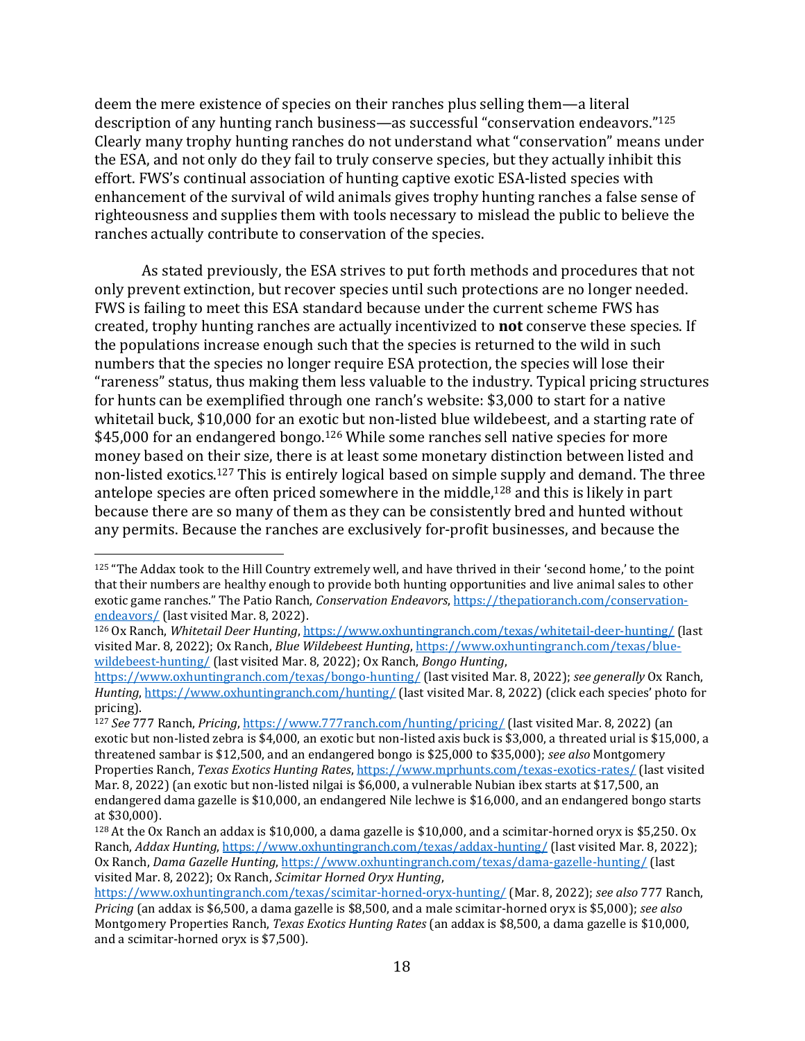deem the mere existence of species on their ranches plus selling them—a literal description of any hunting ranch business—as successful "conservation endeavors."[125] Clearly many trophy hunting ranches do not understand what "conservation" means under the ESA, and not only do they fail to truly conserve species, but they actually inhibit this effort. FWS's continual association of hunting captive exotic ESA-listed species with enhancement of the survival of wild animals gives trophy hunting ranches a false sense of righteousness and supplies them with tools necessary to mislead the public to believe the ranches actually contribute to conservation of the species.

As stated previously, the ESA strives to put forth methods and procedures that not only prevent extinction, but recover species until such protections are no longer needed. FWS is failing to meet this ESA standard because under the current scheme FWS has created, trophy hunting ranches are actually incentivized to **not** conserve these species. If the populations increase enough such that the species is returned to the wild in such numbers that the species no longer require ESA protection, the species will lose their "rareness" status, thus making them less valuable to the industry. Typical pricing structures for hunts can be exemplified through one ranch's website: $3,000 to start for a native whitetail buck, $10,000 for an exotic but non-listed blue wildebeest, and a starting rate of $45,000 for an endangered bongo.[126] While some ranches sell native species for more money based on their size, there is at least some monetary distinction between listed and non-listed exotics.[127] This is entirely logical based on simple supply and demand. The three antelope species are often priced somewhere in the middle,[128] and this is likely in part because there are so many of them as they can be consistently bred and hunted without any permits. Because the ranches are exclusively for-profit businesses, and because the

---

[125] "The Addax took to the Hill Country extremely well, and have thrived in their 'second home,' to the point that their numbers are healthy enough to provide both hunting opportunities and live animal sales to other exotic game ranches." The Patio Ranch, *Conservation Endeavors*, https://thepatioranch.com/conservation-endeavors/ (last visited Mar. 8, 2022).

[126] Ox Ranch, *Whitetail Deer Hunting*, https://www.oxhuntingranch.com/texas/whitetail-deer-hunting/ (last visited Mar. 8, 2022); Ox Ranch, *Blue Wildebeest Hunting*, https://www.oxhuntingranch.com/texas/blue-wildebeest-hunting/ (last visited Mar. 8, 2022); Ox Ranch, *Bongo Hunting*, https://www.oxhuntingranch.com/texas/bongo-hunting/ (last visited Mar. 8, 2022); *see generally* Ox Ranch, *Hunting*, https://www.oxhuntingranch.com/hunting/ (last visited Mar. 8, 2022) (click each species' photo for pricing).

[127] *See* 777 Ranch, *Pricing*, https://www.777ranch.com/hunting/pricing/ (last visited Mar. 8, 2022) (an exotic but non-listed zebra is $4,000, an exotic but non-listed axis buck is $3,000, a threated urial is $15,000, a threatened sambar is $12,500, and an endangered bongo is $25,000 to $35,000); *see also* Montgomery Properties Ranch, *Texas Exotics Hunting Rates*, https://www.mprhunts.com/texas-exotics-rates/ (last visited Mar. 8, 2022) (an exotic but non-listed nilgai is $6,000, a vulnerable Nubian ibex starts at $17,500, an endangered dama gazelle is $10,000, an endangered Nile lechwe is $16,000, and an endangered bongo starts at $30,000).

[128] At the Ox Ranch an addax is $10,000, a dama gazelle is $10,000, and a scimitar-horned oryx is $5,250. Ox Ranch, *Addax Hunting*, https://www.oxhuntingranch.com/texas/addax-hunting/ (last visited Mar. 8, 2022); Ox Ranch, *Dama Gazelle Hunting*, https://www.oxhuntingranch.com/texas/dama-gazelle-hunting/ (last visited Mar. 8, 2022); Ox Ranch, *Scimitar Horned Oryx Hunting*, https://www.oxhuntingranch.com/texas/scimitar-horned-oryx-hunting/ (Mar. 8, 2022); *see also* 777 Ranch, *Pricing* (an addax is $6,500, a dama gazelle is $8,500, and a male scimitar-horned oryx is $5,000); *see also* Montgomery Properties Ranch, *Texas Exotics Hunting Rates* (an addax is $8,500, a dama gazelle is $10,000, and a scimitar-horned oryx is $7,500).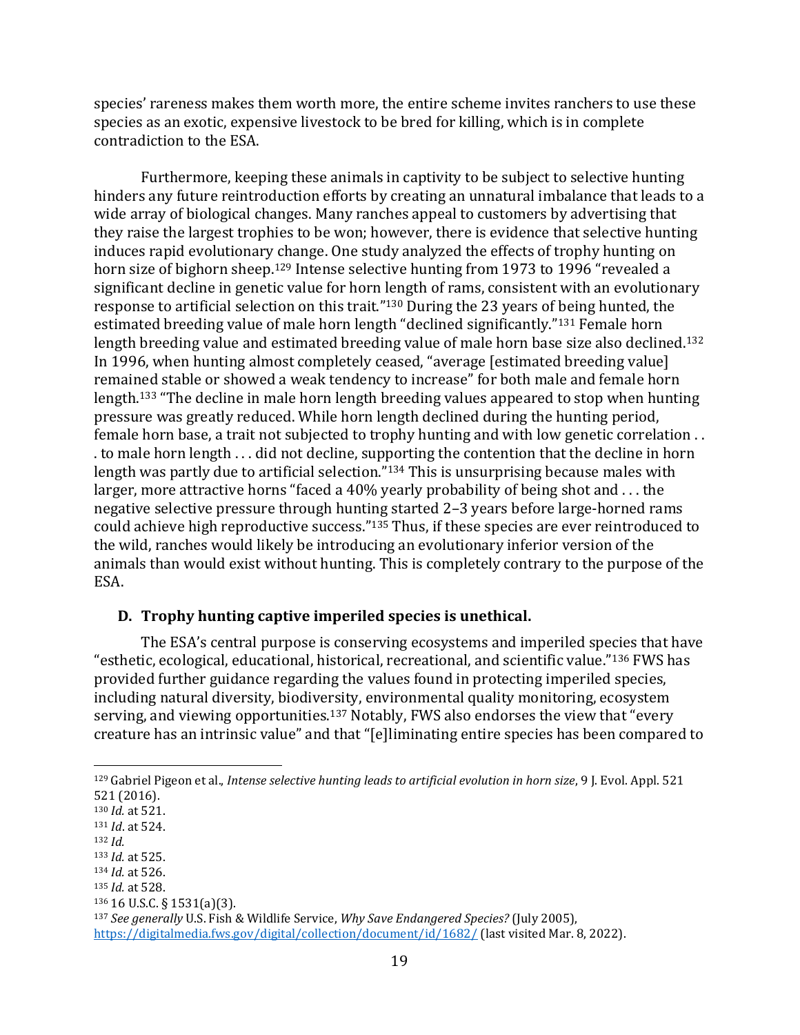species' rareness makes them worth more, the entire scheme invites ranchers to use these species as an exotic, expensive livestock to be bred for killing, which is in complete contradiction to the ESA.

Furthermore, keeping these animals in captivity to be subject to selective hunting hinders any future reintroduction efforts by creating an unnatural imbalance that leads to a wide array of biological changes. Many ranches appeal to customers by advertising that they raise the largest trophies to be won; however, there is evidence that selective hunting induces rapid evolutionary change. One study analyzed the effects of trophy hunting on horn size of bighorn sheep.[129] Intense selective hunting from 1973 to 1996 "revealed a significant decline in genetic value for horn length of rams, consistent with an evolutionary response to artificial selection on this trait."[130] During the 23 years of being hunted, the estimated breeding value of male horn length "declined significantly."[131] Female horn length breeding value and estimated breeding value of male horn base size also declined.[132] In 1996, when hunting almost completely ceased, "average [estimated breeding value] remained stable or showed a weak tendency to increase" for both male and female horn length.[133] "The decline in male horn length breeding values appeared to stop when hunting pressure was greatly reduced. While horn length declined during the hunting period, female horn base, a trait not subjected to trophy hunting and with low genetic correlation . . . to male horn length . . . did not decline, supporting the contention that the decline in horn length was partly due to artificial selection."[134] This is unsurprising because males with larger, more attractive horns "faced a 40% yearly probability of being shot and . . . the negative selective pressure through hunting started 2–3 years before large-horned rams could achieve high reproductive success."[135] Thus, if these species are ever reintroduced to the wild, ranches would likely be introducing an evolutionary inferior version of the animals than would exist without hunting. This is completely contrary to the purpose of the ESA.

### D. Trophy hunting captive imperiled species is unethical.

The ESA's central purpose is conserving ecosystems and imperiled species that have "esthetic, ecological, educational, historical, recreational, and scientific value."[136] FWS has provided further guidance regarding the values found in protecting imperiled species, including natural diversity, biodiversity, environmental quality monitoring, ecosystem serving, and viewing opportunities.[137] Notably, FWS also endorses the view that "every creature has an intrinsic value" and that "[e]liminating entire species has been compared to

---

[129] Gabriel Pigeon et al., *Intense selective hunting leads to artificial evolution in horn size*, 9 J. Evol. Appl. 521 521 (2016).

[130] *Id.* at 521.

[131] *Id*. at 524.

[132] *Id.*

[133] *Id.* at 525.

[134] *Id.* at 526.

[135] *Id.* at 528.

[136] 16 U.S.C. § 1531(a)(3).

[137] *See generally* U.S. Fish & Wildlife Service, *Why Save Endangered Species?* (July 2005), https://digitalmedia.fws.gov/digital/collection/document/id/1682/ (last visited Mar. 8, 2022).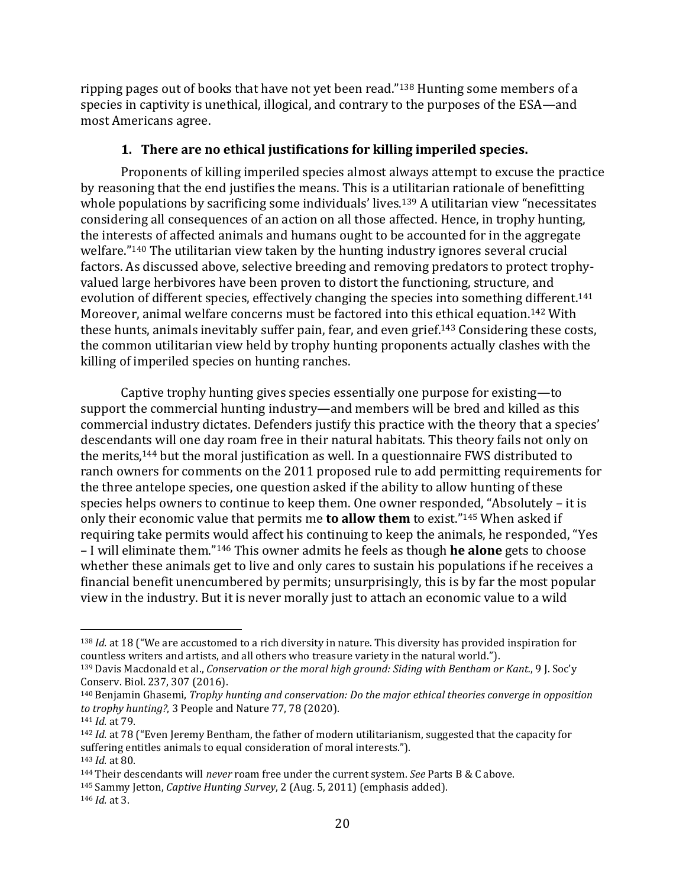ripping pages out of books that have not yet been read."[138] Hunting some members of a species in captivity is unethical, illogical, and contrary to the purposes of the ESA—and most Americans agree.

### 1. There are no ethical justifications for killing imperiled species.

Proponents of killing imperiled species almost always attempt to excuse the practice by reasoning that the end justifies the means. This is a utilitarian rationale of benefitting whole populations by sacrificing some individuals' lives.[139] A utilitarian view "necessitates considering all consequences of an action on all those affected. Hence, in trophy hunting, the interests of affected animals and humans ought to be accounted for in the aggregate welfare."[140] The utilitarian view taken by the hunting industry ignores several crucial factors. As discussed above, selective breeding and removing predators to protect trophy-valued large herbivores have been proven to distort the functioning, structure, and evolution of different species, effectively changing the species into something different.[141] Moreover, animal welfare concerns must be factored into this ethical equation.[142] With these hunts, animals inevitably suffer pain, fear, and even grief.[143] Considering these costs, the common utilitarian view held by trophy hunting proponents actually clashes with the killing of imperiled species on hunting ranches.

Captive trophy hunting gives species essentially one purpose for existing—to support the commercial hunting industry—and members will be bred and killed as this commercial industry dictates. Defenders justify this practice with the theory that a species' descendants will one day roam free in their natural habitats. This theory fails not only on the merits,[144] but the moral justification as well. In a questionnaire FWS distributed to ranch owners for comments on the 2011 proposed rule to add permitting requirements for the three antelope species, one question asked if the ability to allow hunting of these species helps owners to continue to keep them. One owner responded, "Absolutely – it is only their economic value that permits me **to allow them** to exist."[145] When asked if requiring take permits would affect his continuing to keep the animals, he responded, "Yes – I will eliminate them."[146] This owner admits he feels as though **he alone** gets to choose whether these animals get to live and only cares to sustain his populations if he receives a financial benefit unencumbered by permits; unsurprisingly, this is by far the most popular view in the industry. But it is never morally just to attach an economic value to a wild

---

[138] *Id.* at 18 ("We are accustomed to a rich diversity in nature. This diversity has provided inspiration for countless writers and artists, and all others who treasure variety in the natural world.").

[139] Davis Macdonald et al., *Conservation or the moral high ground: Siding with Bentham or Kant.*, 9 J. Soc'y Conserv. Biol. 237, 307 (2016).

[140] Benjamin Ghasemi, *Trophy hunting and conservation: Do the major ethical theories converge in opposition to trophy hunting?*, 3 People and Nature 77, 78 (2020).

[141] *Id.* at 79.

[142] *Id.* at 78 ("Even Jeremy Bentham, the father of modern utilitarianism, suggested that the capacity for suffering entitles animals to equal consideration of moral interests.").

[143] *Id.* at 80.

[144] Their descendants will *never* roam free under the current system. *See* Parts B & C above.

[145] Sammy Jetton, *Captive Hunting Survey*, 2 (Aug. 5, 2011) (emphasis added).

[146] *Id.* at 3.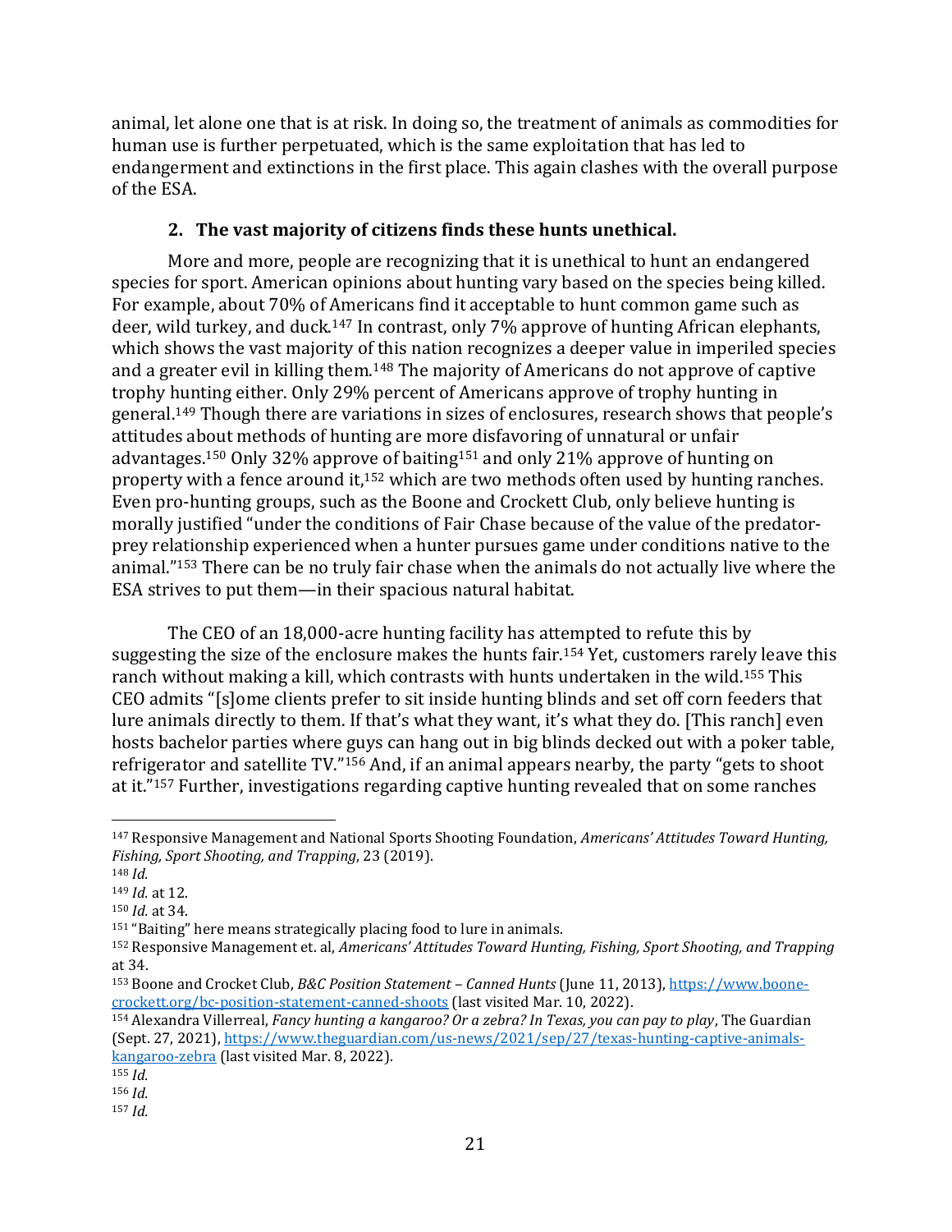animal, let alone one that is at risk. In doing so, the treatment of animals as commodities for human use is further perpetuated, which is the same exploitation that has led to endangerment and extinctions in the first place. This again clashes with the overall purpose of the ESA.

### 2. The vast majority of citizens finds these hunts unethical.

More and more, people are recognizing that it is unethical to hunt an endangered species for sport. American opinions about hunting vary based on the species being killed. For example, about 70% of Americans find it acceptable to hunt common game such as deer, wild turkey, and duck.[147] In contrast, only 7% approve of hunting African elephants, which shows the vast majority of this nation recognizes a deeper value in imperiled species and a greater evil in killing them.[148] The majority of Americans do not approve of captive trophy hunting either. Only 29% percent of Americans approve of trophy hunting in general.[149] Though there are variations in sizes of enclosures, research shows that people's attitudes about methods of hunting are more disfavoring of unnatural or unfair advantages.[150] Only 32% approve of baiting[151] and only 21% approve of hunting on property with a fence around it,[152] which are two methods often used by hunting ranches. Even pro-hunting groups, such as the Boone and Crockett Club, only believe hunting is morally justified "under the conditions of Fair Chase because of the value of the predator-prey relationship experienced when a hunter pursues game under conditions native to the animal."[153] There can be no truly fair chase when the animals do not actually live where the ESA strives to put them—in their spacious natural habitat.

The CEO of an 18,000-acre hunting facility has attempted to refute this by suggesting the size of the enclosure makes the hunts fair.[154] Yet, customers rarely leave this ranch without making a kill, which contrasts with hunts undertaken in the wild.[155] This CEO admits "[s]ome clients prefer to sit inside hunting blinds and set off corn feeders that lure animals directly to them. If that's what they want, it's what they do. [This ranch] even hosts bachelor parties where guys can hang out in big blinds decked out with a poker table, refrigerator and satellite TV."[156] And, if an animal appears nearby, the party "gets to shoot at it."[157] Further, investigations regarding captive hunting revealed that on some ranches

---

[147] Responsive Management and National Sports Shooting Foundation, *Americans' Attitudes Toward Hunting, Fishing, Sport Shooting, and Trapping*, 23 (2019).

[148] *Id.*

[149] *Id.* at 12.

[150] *Id.* at 34.

[151] "Baiting" here means strategically placing food to lure in animals.

[152] Responsive Management et. al, *Americans' Attitudes Toward Hunting, Fishing, Sport Shooting, and Trapping* at 34.

[153] Boone and Crocket Club, *B&C Position Statement – Canned Hunts* (June 11, 2013), https://www.boone-crockett.org/bc-position-statement-canned-shoots (last visited Mar. 10, 2022).

[154] Alexandra Villerreal, *Fancy hunting a kangaroo? Or a zebra? In Texas, you can pay to play*, The Guardian (Sept. 27, 2021), https://www.theguardian.com/us-news/2021/sep/27/texas-hunting-captive-animals-kangaroo-zebra (last visited Mar. 8, 2022).

[155] *Id.*

[156] *Id.*

[157] *Id.*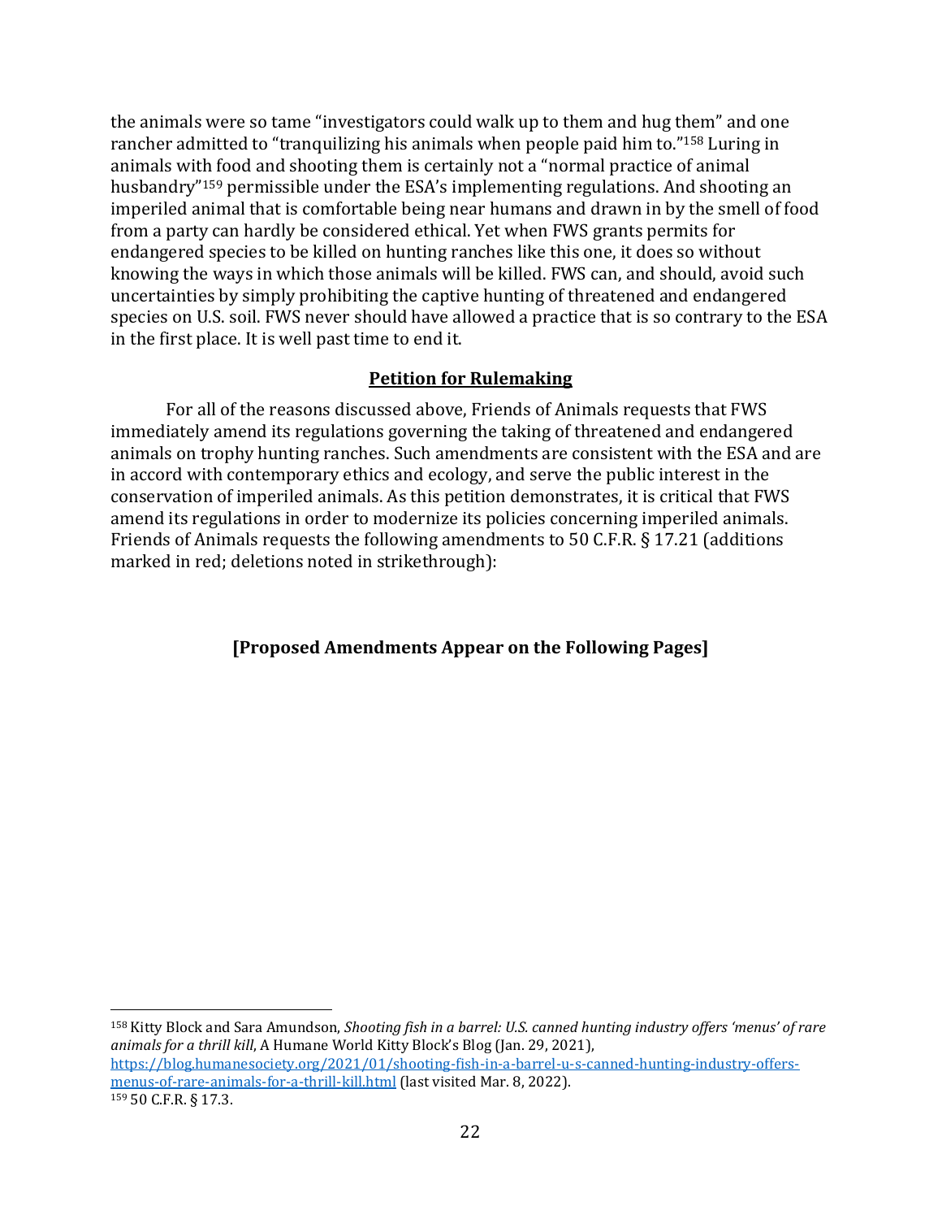the animals were so tame "investigators could walk up to them and hug them" and one rancher admitted to "tranquilizing his animals when people paid him to."[158] Luring in animals with food and shooting them is certainly not a "normal practice of animal husbandry"[159] permissible under the ESA's implementing regulations. And shooting an imperiled animal that is comfortable being near humans and drawn in by the smell of food from a party can hardly be considered ethical. Yet when FWS grants permits for endangered species to be killed on hunting ranches like this one, it does so without knowing the ways in which those animals will be killed. FWS can, and should, avoid such uncertainties by simply prohibiting the captive hunting of threatened and endangered species on U.S. soil. FWS never should have allowed a practice that is so contrary to the ESA in the first place. It is well past time to end it.

## Petition for Rulemaking

For all of the reasons discussed above, Friends of Animals requests that FWS immediately amend its regulations governing the taking of threatened and endangered animals on trophy hunting ranches. Such amendments are consistent with the ESA and are in accord with contemporary ethics and ecology, and serve the public interest in the conservation of imperiled animals. As this petition demonstrates, it is critical that FWS amend its regulations in order to modernize its policies concerning imperiled animals. Friends of Animals requests the following amendments to 50 C.F.R. § 17.21 (additions marked in red; deletions noted in strikethrough):

**[Proposed Amendments Appear on the Following Pages]**

---

[158] Kitty Block and Sara Amundson, *Shooting fish in a barrel: U.S. canned hunting industry offers 'menus' of rare animals for a thrill kill*, A Humane World Kitty Block's Blog (Jan. 29, 2021), https://blog.humanesociety.org/2021/01/shooting-fish-in-a-barrel-u-s-canned-hunting-industry-offers-menus-of-rare-animals-for-a-thrill-kill.html (last visited Mar. 8, 2022).

[159] 50 C.F.R. § 17.3.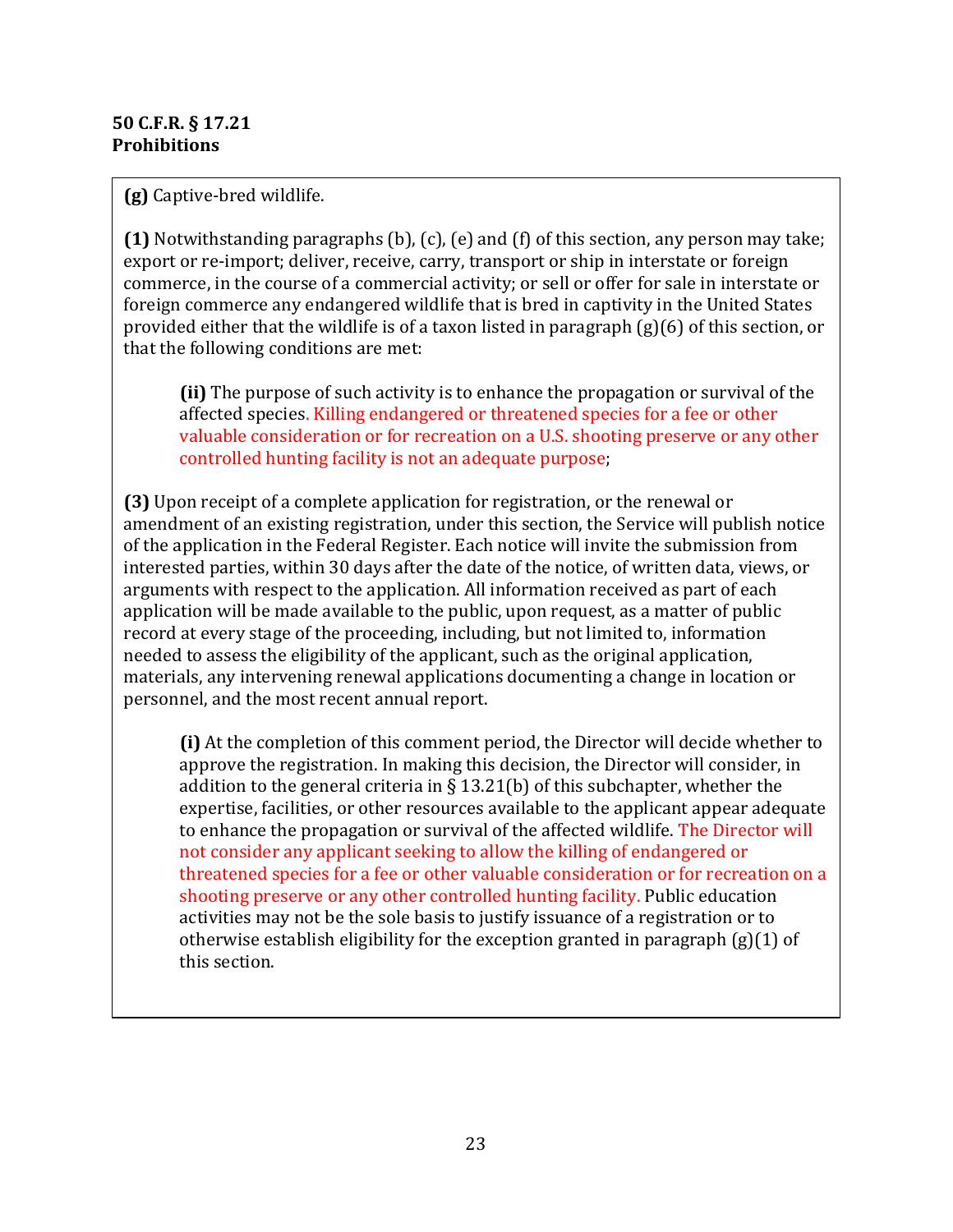**50 C.F.R. § 17.21**
**Prohibitions**

**(g)** Captive-bred wildlife.

**(1)** Notwithstanding paragraphs (b), (c), (e) and (f) of this section, any person may take; export or re-import; deliver, receive, carry, transport or ship in interstate or foreign commerce, in the course of a commercial activity; or sell or offer for sale in interstate or foreign commerce any endangered wildlife that is bred in captivity in the United States provided either that the wildlife is of a taxon listed in paragraph (g)(6) of this section, or that the following conditions are met:

> **(ii)** The purpose of such activity is to enhance the propagation or survival of the affected species. Killing endangered or threatened species for a fee or other valuable consideration or for recreation on a U.S. shooting preserve or any other controlled hunting facility is not an adequate purpose;

**(3)** Upon receipt of a complete application for registration, or the renewal or amendment of an existing registration, under this section, the Service will publish notice of the application in the Federal Register. Each notice will invite the submission from interested parties, within 30 days after the date of the notice, of written data, views, or arguments with respect to the application. All information received as part of each application will be made available to the public, upon request, as a matter of public record at every stage of the proceeding, including, but not limited to, information needed to assess the eligibility of the applicant, such as the original application, materials, any intervening renewal applications documenting a change in location or personnel, and the most recent annual report.

> **(i)** At the completion of this comment period, the Director will decide whether to approve the registration. In making this decision, the Director will consider, in addition to the general criteria in § 13.21(b) of this subchapter, whether the expertise, facilities, or other resources available to the applicant appear adequate to enhance the propagation or survival of the affected wildlife. The Director will not consider any applicant seeking to allow the killing of endangered or threatened species for a fee or other valuable consideration or for recreation on a shooting preserve or any other controlled hunting facility. Public education activities may not be the sole basis to justify issuance of a registration or to otherwise establish eligibility for the exception granted in paragraph (g)(1) of this section.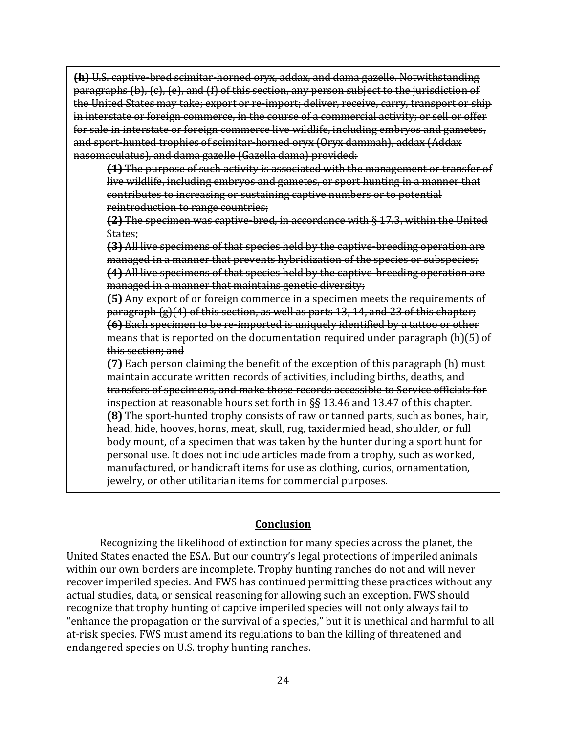~~**(h)** U.S. captive-bred scimitar-horned oryx, addax, and dama gazelle. Notwithstanding paragraphs (b), (c), (e), and (f) of this section, any person subject to the jurisdiction of the United States may take; export or re-import; deliver, receive, carry, transport or ship in interstate or foreign commerce, in the course of a commercial activity; or sell or offer for sale in interstate or foreign commerce live wildlife, including embryos and gametes, and sport-hunted trophies of scimitar-horned oryx (Oryx dammah), addax (Addax nasomaculatus), and dama gazelle (Gazella dama) provided:~~

> ~~**(1)** The purpose of such activity is associated with the management or transfer of live wildlife, including embryos and gametes, or sport hunting in a manner that contributes to increasing or sustaining captive numbers or to potential reintroduction to range countries;~~
>
> ~~**(2)** The specimen was captive-bred, in accordance with § 17.3, within the United States;~~
>
> ~~**(3)** All live specimens of that species held by the captive-breeding operation are managed in a manner that prevents hybridization of the species or subspecies;~~
>
> ~~**(4)** All live specimens of that species held by the captive-breeding operation are managed in a manner that maintains genetic diversity;~~
>
> ~~**(5)** Any export of or foreign commerce in a specimen meets the requirements of paragraph (g)(4) of this section, as well as parts 13, 14, and 23 of this chapter;~~
>
> ~~**(6)** Each specimen to be re-imported is uniquely identified by a tattoo or other means that is reported on the documentation required under paragraph (h)(5) of this section; and~~
>
> ~~**(7)** Each person claiming the benefit of the exception of this paragraph (h) must maintain accurate written records of activities, including births, deaths, and transfers of specimens, and make those records accessible to Service officials for inspection at reasonable hours set forth in §§ 13.46 and 13.47 of this chapter.~~
>
> ~~**(8)** The sport-hunted trophy consists of raw or tanned parts, such as bones, hair, head, hide, hooves, horns, meat, skull, rug, taxidermied head, shoulder, or full body mount, of a specimen that was taken by the hunter during a sport hunt for personal use. It does not include articles made from a trophy, such as worked, manufactured, or handicraft items for use as clothing, curios, ornamentation, jewelry, or other utilitarian items for commercial purposes.~~

## Conclusion

Recognizing the likelihood of extinction for many species across the planet, the United States enacted the ESA. But our country's legal protections of imperiled animals within our own borders are incomplete. Trophy hunting ranches do not and will never recover imperiled species. And FWS has continued permitting these practices without any actual studies, data, or sensical reasoning for allowing such an exception. FWS should recognize that trophy hunting of captive imperiled species will not only always fail to "enhance the propagation or the survival of a species," but it is unethical and harmful to all at-risk species. FWS must amend its regulations to ban the killing of threatened and endangered species on U.S. trophy hunting ranches.